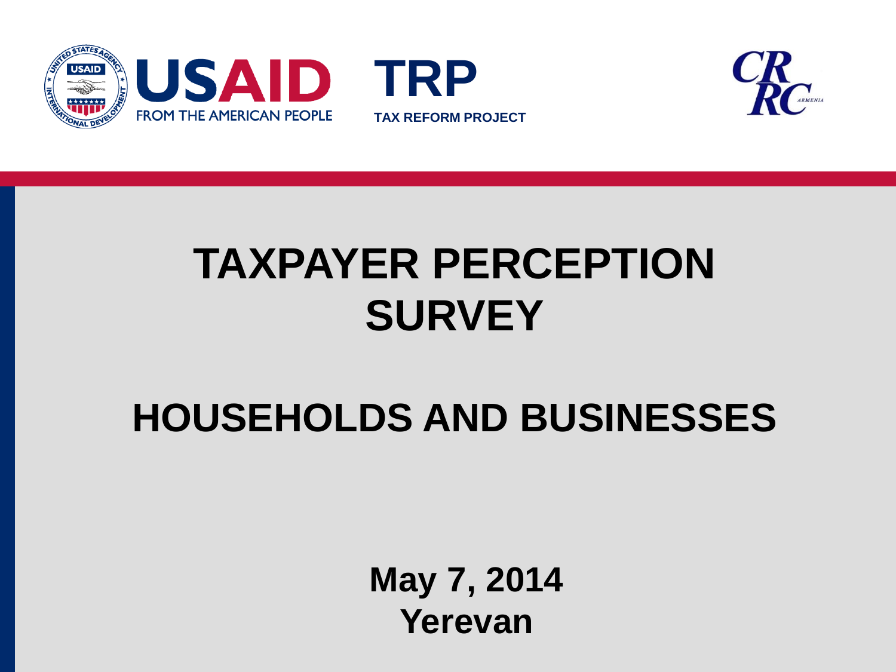USAID FROM THE AMERICAN PEOPLE

TRP TAX REFORM PROJECT

CRRC ARMENIA

# TAXPAYER PERCEPTION SURVEY

## HOUSEHOLDS AND BUSINESSES

**May 7, 2014**
**Yerevan**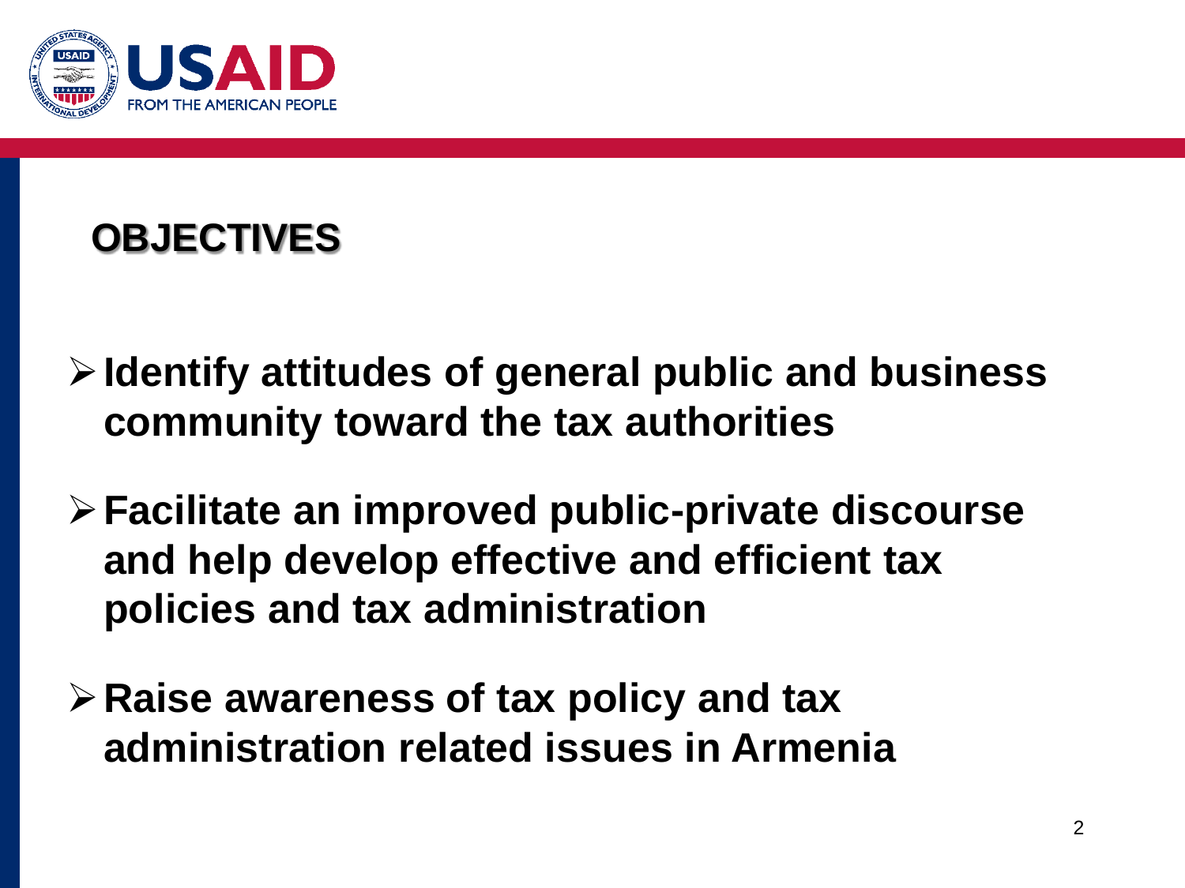## OBJECTIVES

- **Identify attitudes of general public and business community toward the tax authorities**
- **Facilitate an improved public-private discourse and help develop effective and efficient tax policies and tax administration**
- **Raise awareness of tax policy and tax administration related issues in Armenia**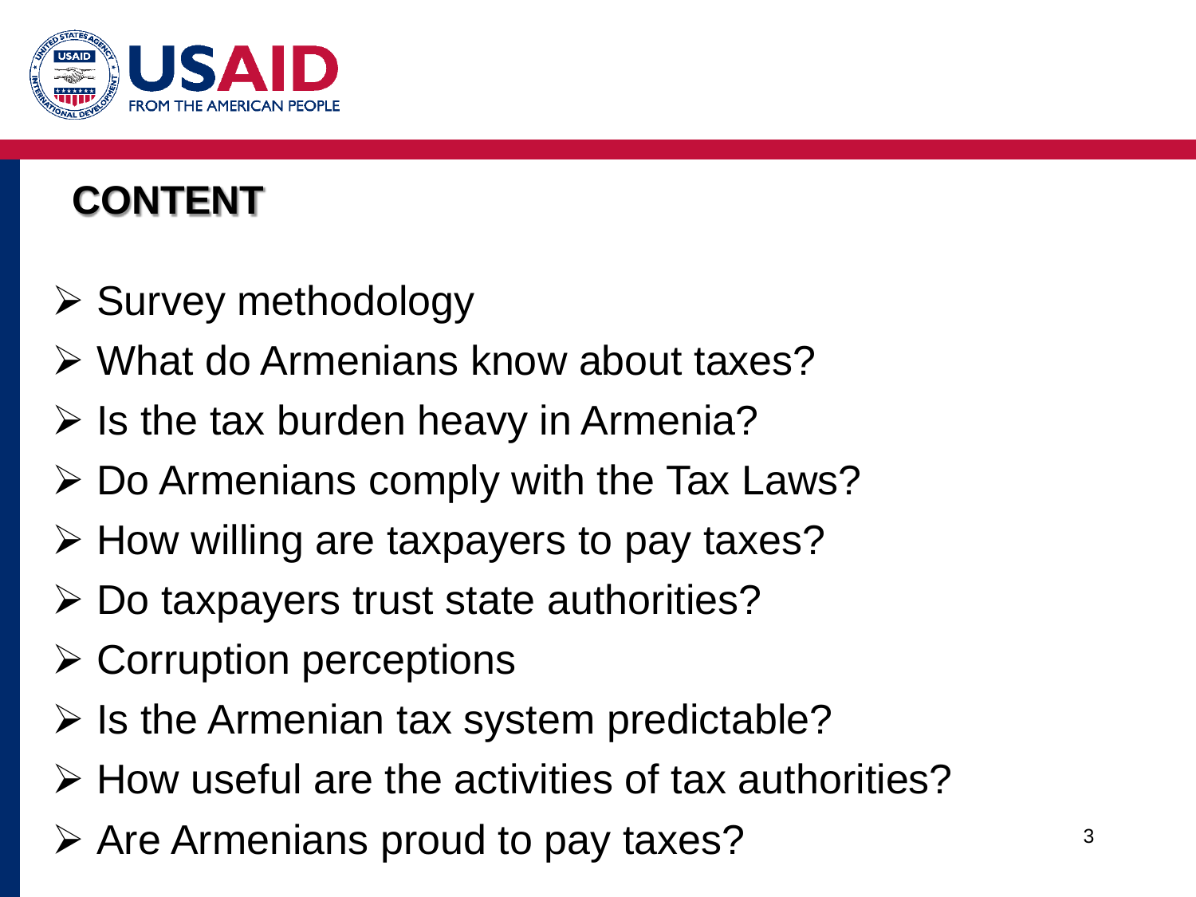# CONTENT

- Survey methodology
- What do Armenians know about taxes?
- Is the tax burden heavy in Armenia?
- Do Armenians comply with the Tax Laws?
- How willing are taxpayers to pay taxes?
- Do taxpayers trust state authorities?
- Corruption perceptions
- Is the Armenian tax system predictable?
- How useful are the activities of tax authorities?
- Are Armenians proud to pay taxes?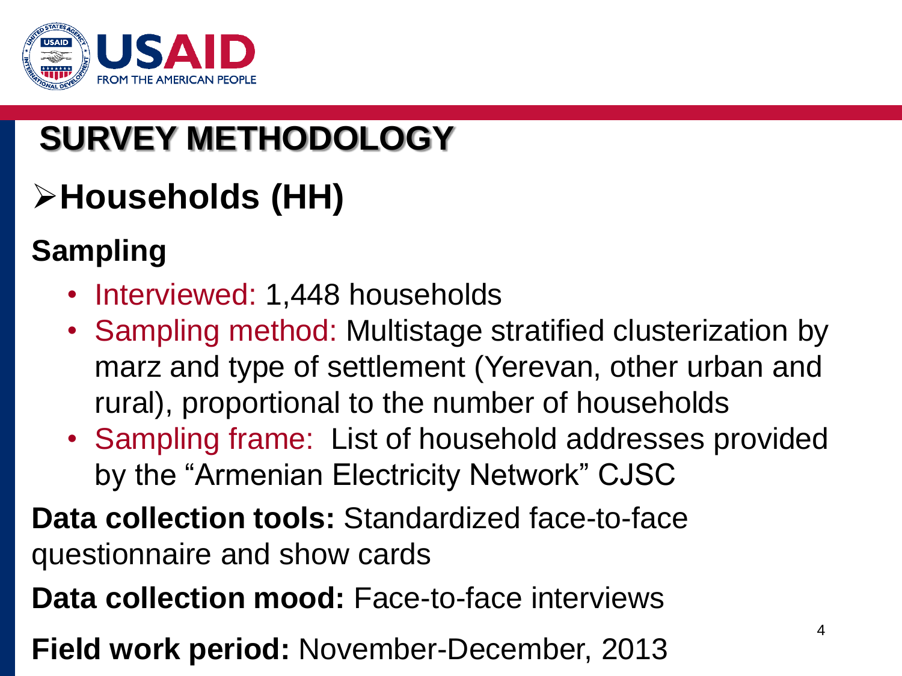# SURVEY METHODOLOGY

## ➢Households (HH)

### Sampling

- Interviewed: 1,448 households
- Sampling method: Multistage stratified clusterization by marz and type of settlement (Yerevan, other urban and rural), proportional to the number of households
- Sampling frame: List of household addresses provided by the "Armenian Electricity Network" CJSC

**Data collection tools:** Standardized face-to-face questionnaire and show cards

**Data collection mood:** Face-to-face interviews

**Field work period:** November-December, 2013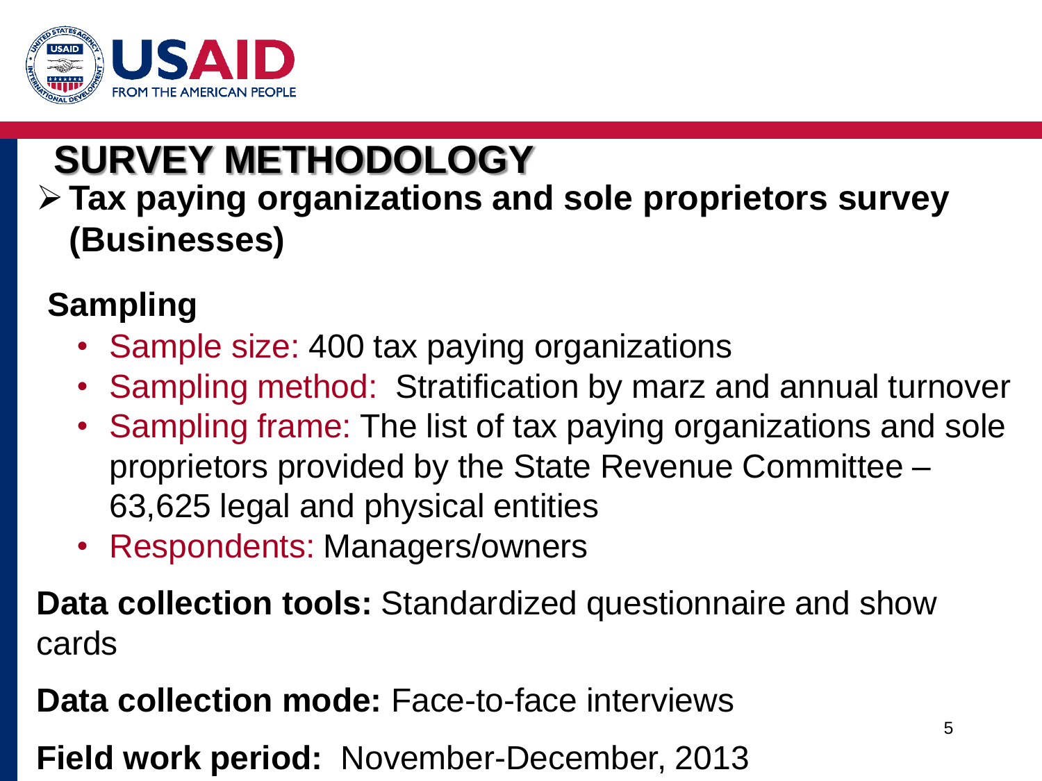# SURVEY METHODOLOGY

- **Tax paying organizations and sole proprietors survey (Businesses)**

## Sampling

- Sample size: 400 tax paying organizations
- Sampling method: Stratification by marz and annual turnover
- Sampling frame: The list of tax paying organizations and sole proprietors provided by the State Revenue Committee – 63,625 legal and physical entities
- Respondents: Managers/owners

**Data collection tools:** Standardized questionnaire and show cards

**Data collection mode:** Face-to-face interviews

**Field work period:** November-December, 2013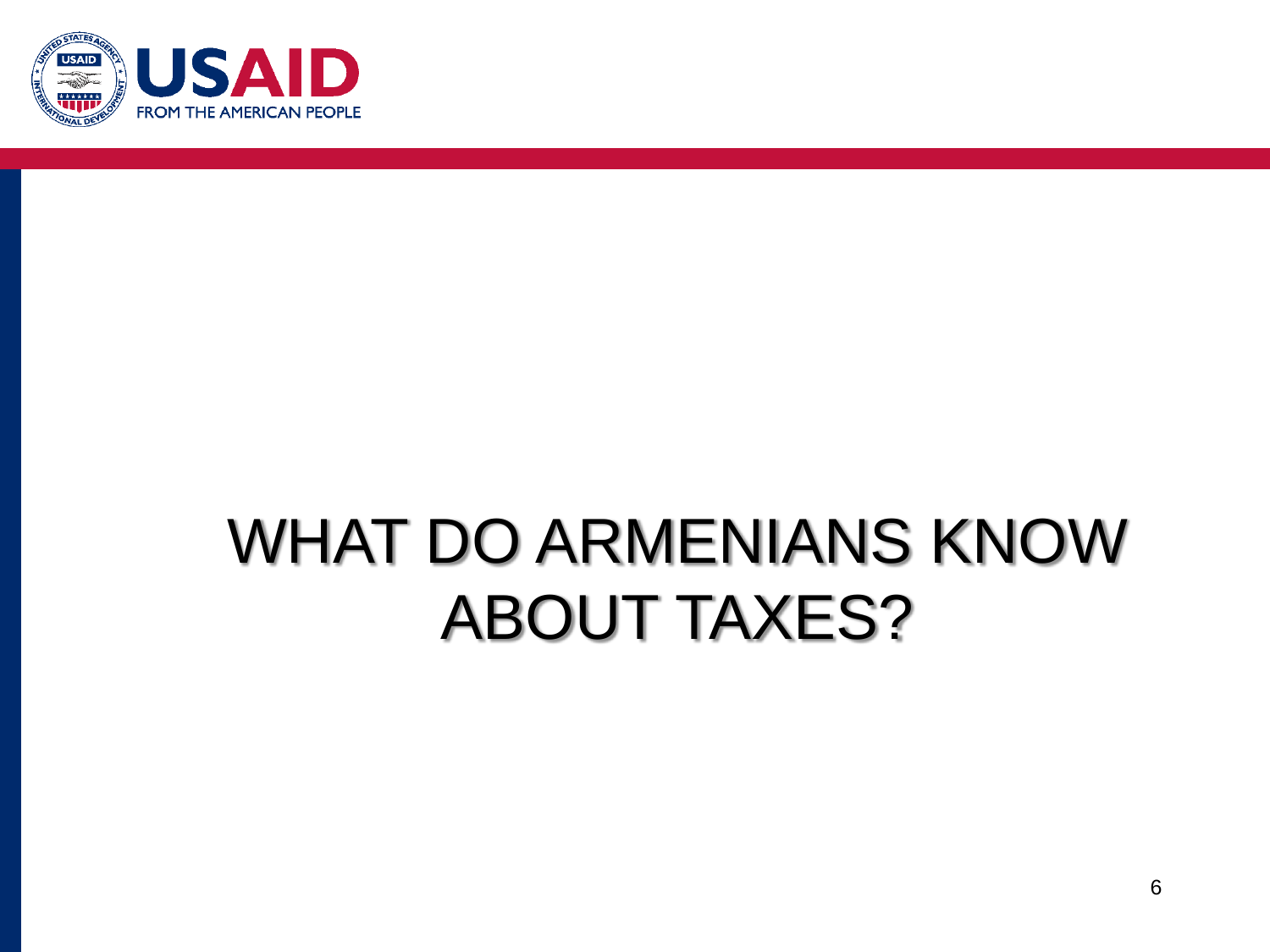# WHAT DO ARMENIANS KNOW ABOUT TAXES?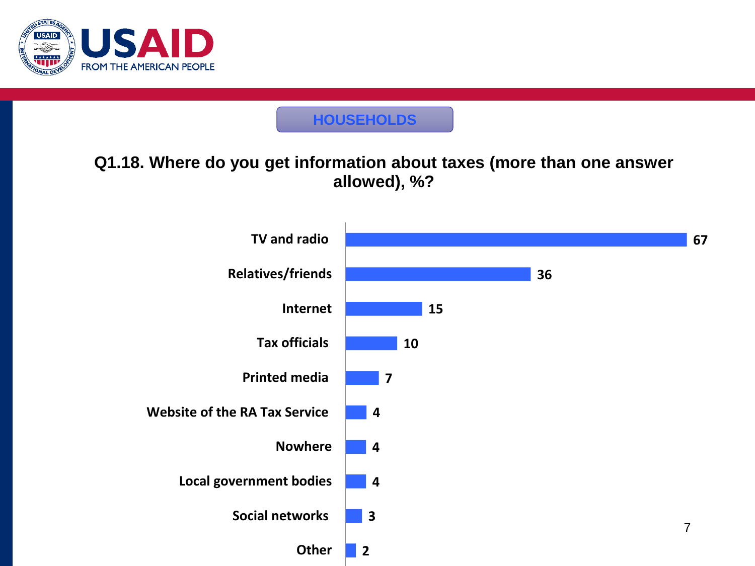USAID
FROM THE AMERICAN PEOPLE

**HOUSEHOLDS**

## Q1.18. Where do you get information about taxes (more than one answer allowed), %?

| Source | % |
|---|---|
| TV and radio | 67 |
| Relatives/friends | 36 |
| Internet | 15 |
| Tax officials | 10 |
| Printed media | 7 |
| Website of the RA Tax Service | 4 |
| Nowhere | 4 |
| Local government bodies | 4 |
| Social networks | 3 |
| Other | 2 |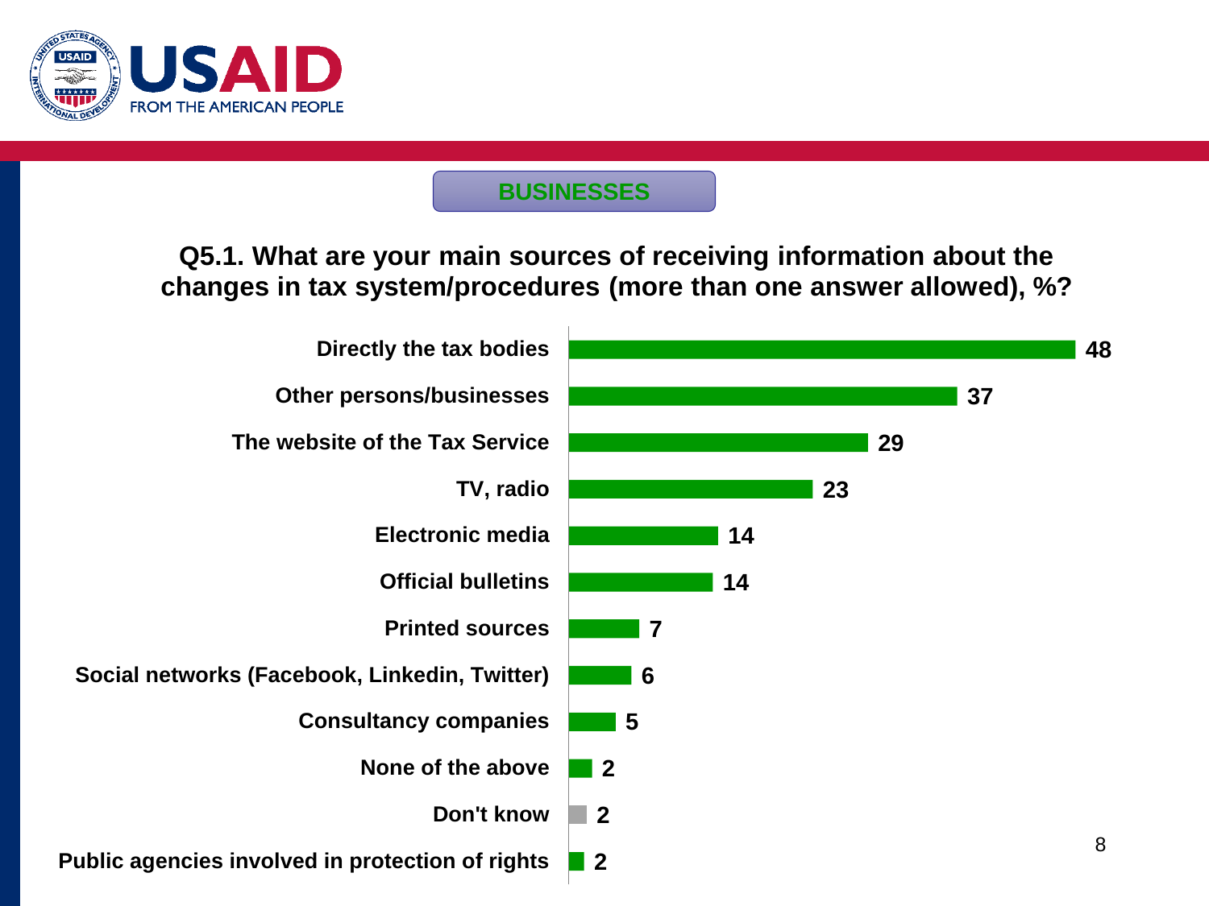## BUSINESSES

**Q5.1. What are your main sources of receiving information about the changes in tax system/procedures (more than one answer allowed), %?**

| Source | % |
|---|---|
| Directly the tax bodies | 48 |
| Other persons/businesses | 37 |
| The website of the Tax Service | 29 |
| TV, radio | 23 |
| Electronic media | 14 |
| Official bulletins | 14 |
| Printed sources | 7 |
| Social networks (Facebook, Linkedin, Twitter) | 6 |
| Consultancy companies | 5 |
| None of the above | 2 |
| Don't know | 2 |
| Public agencies involved in protection of rights | 2 |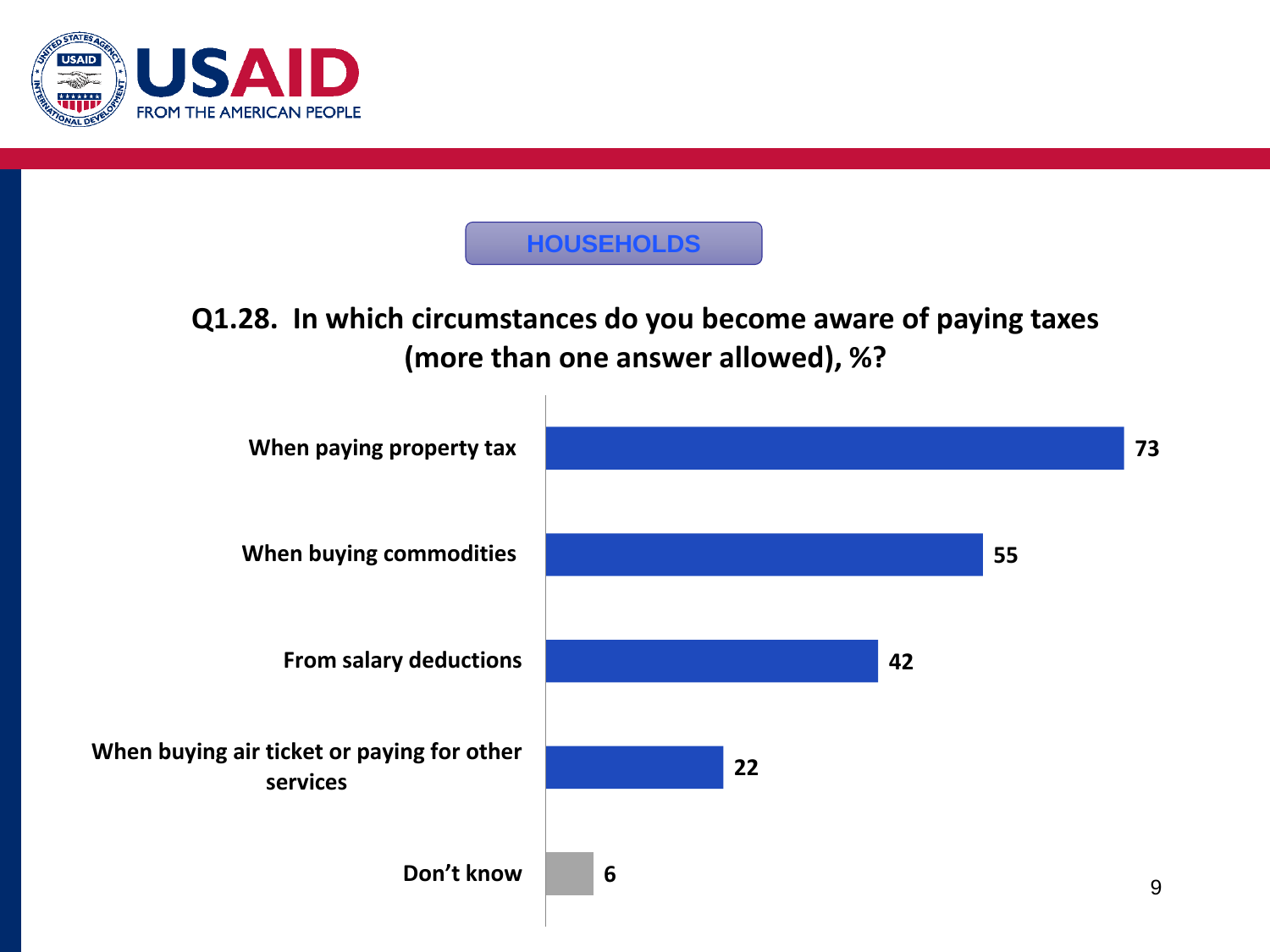HOUSEHOLDS

## Q1.28. In which circumstances do you become aware of paying taxes (more than one answer allowed), %?

| Circumstance | % |
| --- | --- |
| When paying property tax | 73 |
| When buying commodities | 55 |
| From salary deductions | 42 |
| When buying air ticket or paying for other services | 22 |
| Don't know | 6 |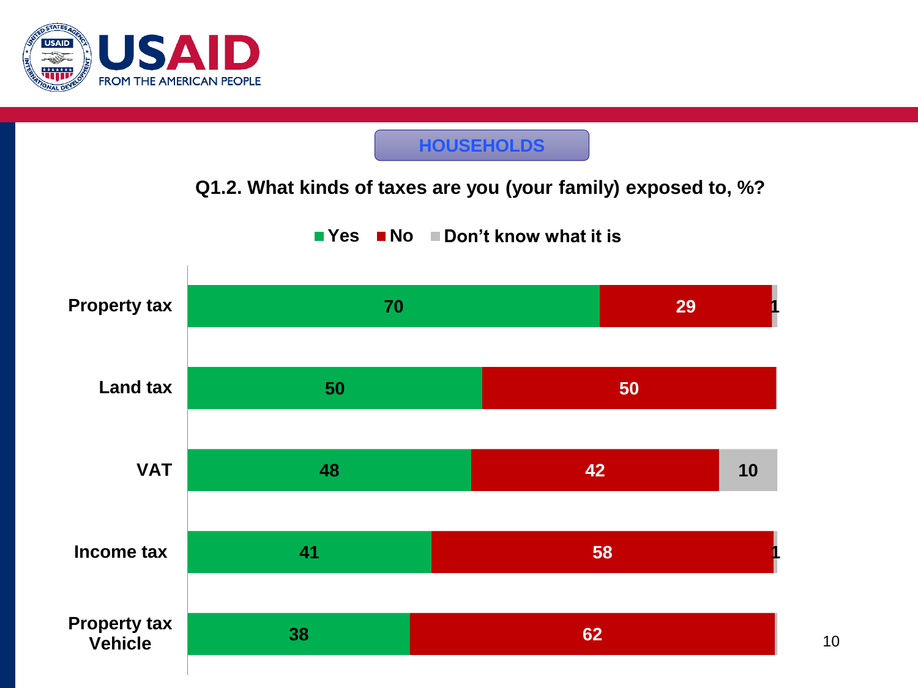## HOUSEHOLDS

### Q1.2. What kinds of taxes are you (your family) exposed to, %?

| | Yes | No | Don't know what it is |
|---|---|---|---|
| Property tax | 70 | 29 | 1 |
| Land tax | 50 | 50 | |
| VAT | 48 | 42 | 10 |
| Income tax | 41 | 58 | 1 |
| Property tax Vehicle | 38 | 62 | |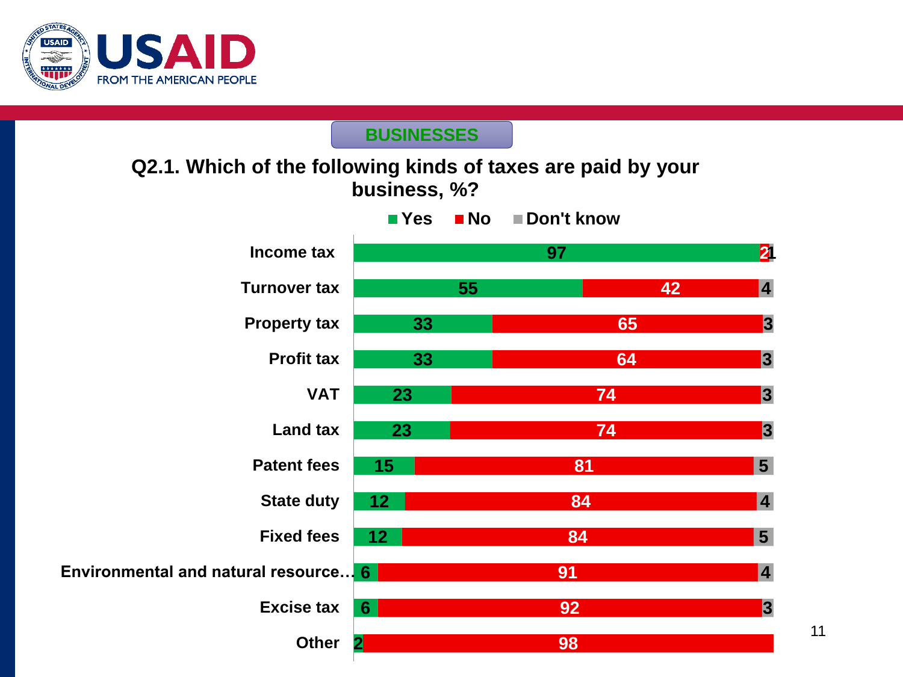## BUSINESSES

### Q2.1. Which of the following kinds of taxes are paid by your business, %?

| | Yes | No | Don't know |
|---|---|---|---|
| Income tax | 97 | 2 | 1 |
| Turnover tax | 55 | 42 | 4 |
| Property tax | 33 | 65 | 3 |
| Profit tax | 33 | 64 | 3 |
| VAT | 23 | 74 | 3 |
| Land tax | 23 | 74 | 3 |
| Patent fees | 15 | 81 | 5 |
| State duty | 12 | 84 | 4 |
| Fixed fees | 12 | 84 | 5 |
| Environmental and natural resource… | 6 | 91 | 4 |
| Excise tax | 6 | 92 | 3 |
| Other | 2 | 98 | |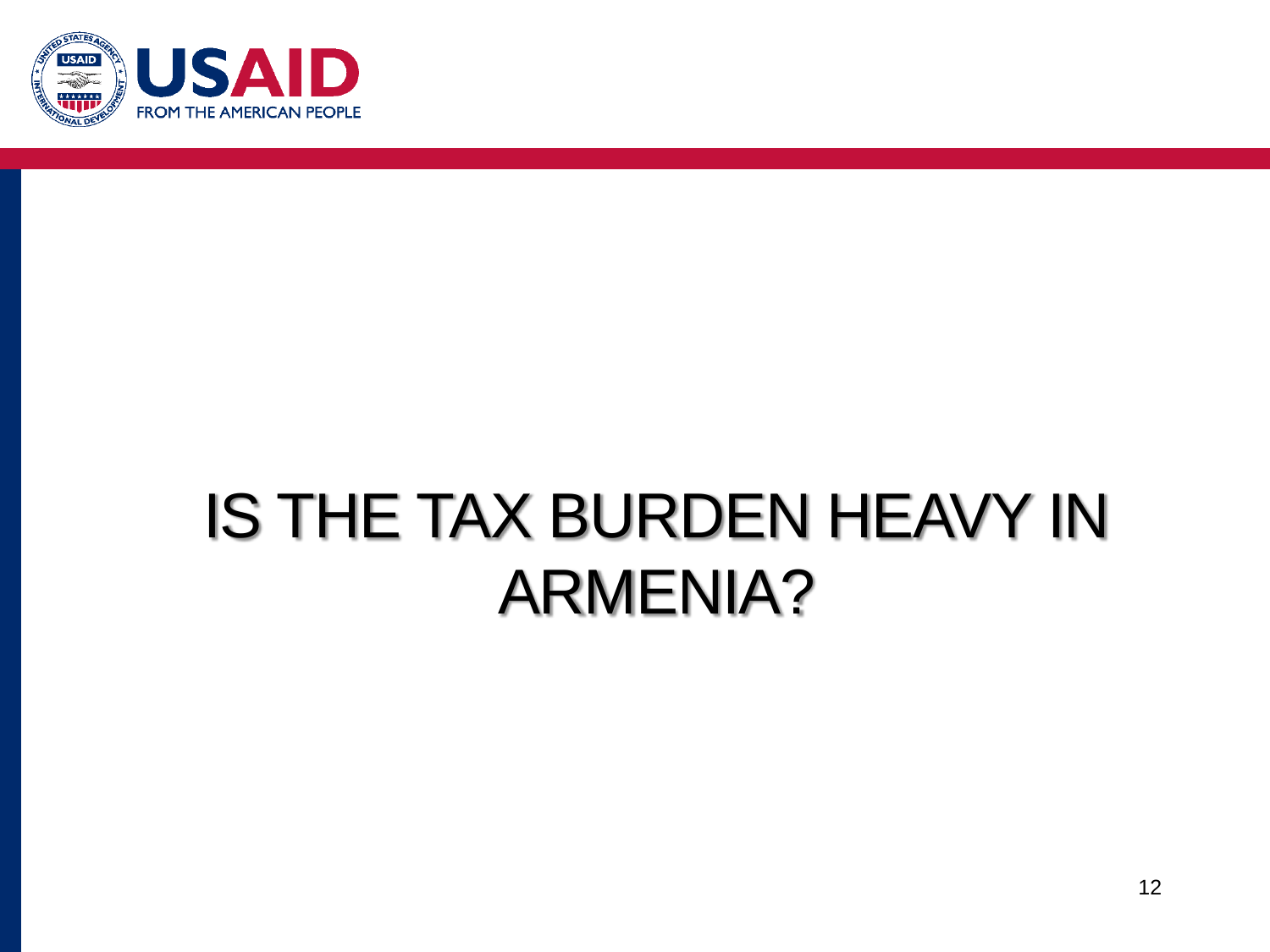# IS THE TAX BURDEN HEAVY IN ARMENIA?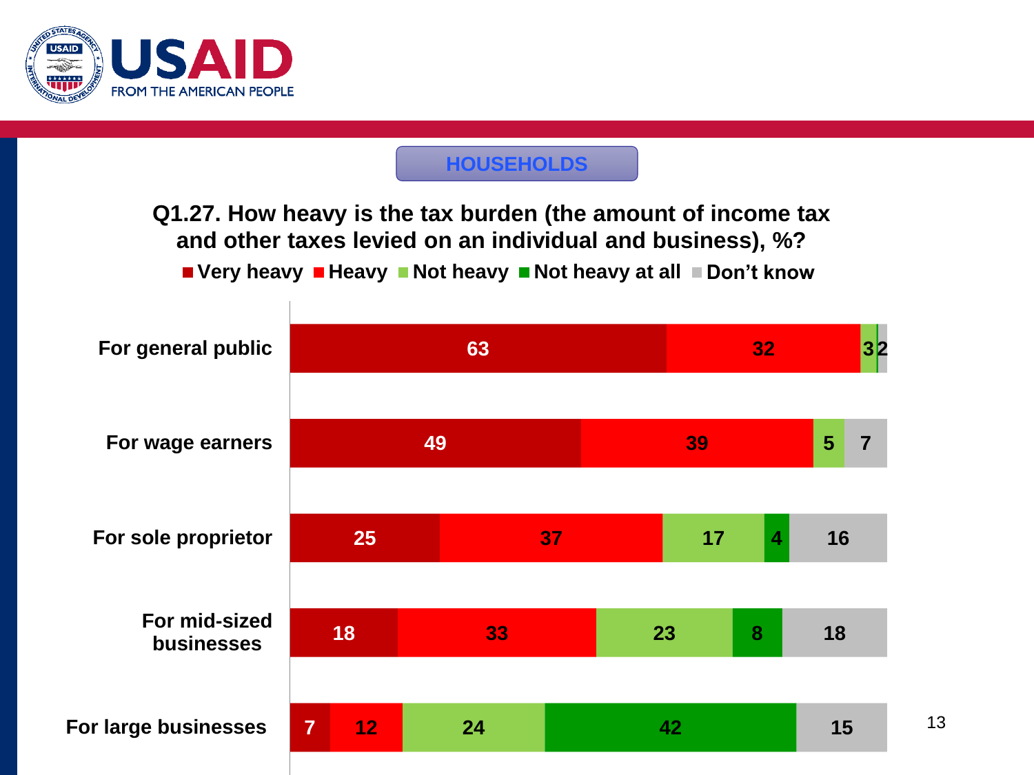**HOUSEHOLDS**

**Q1.27. How heavy is the tax burden (the amount of income tax and other taxes levied on an individual and business), %?**

| | Very heavy | Heavy | Not heavy | Not heavy at all | Don't know |
|---|---|---|---|---|---|
| For general public | 63 | 32 | 3 | | 2 |
| For wage earners | 49 | 39 | 5 | | 7 |
| For sole proprietor | 25 | 37 | 17 | 4 | 16 |
| For mid-sized businesses | 18 | 33 | 23 | 8 | 18 |
| For large businesses | 7 | 12 | 24 | 42 | 15 |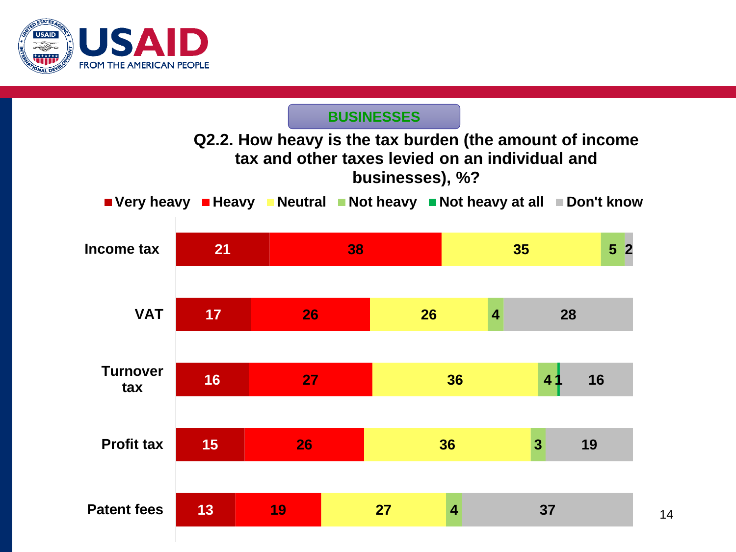## BUSINESSES

### Q2.2. How heavy is the tax burden (the amount of income tax and other taxes levied on an individual and businesses), %?

| | Very heavy | Heavy | Neutral | Not heavy | Not heavy at all | Don't know |
|---|---|---|---|---|---|---|
| Income tax | 21 | 38 | 35 | 5 | | 2 |
| VAT | 17 | 26 | 26 | 4 | | 28 |
| Turnover tax | 16 | 27 | 36 | 4 | 1 | 16 |
| Profit tax | 15 | 26 | 36 | 3 | | 19 |
| Patent fees | 13 | 19 | 27 | 4 | | 37 |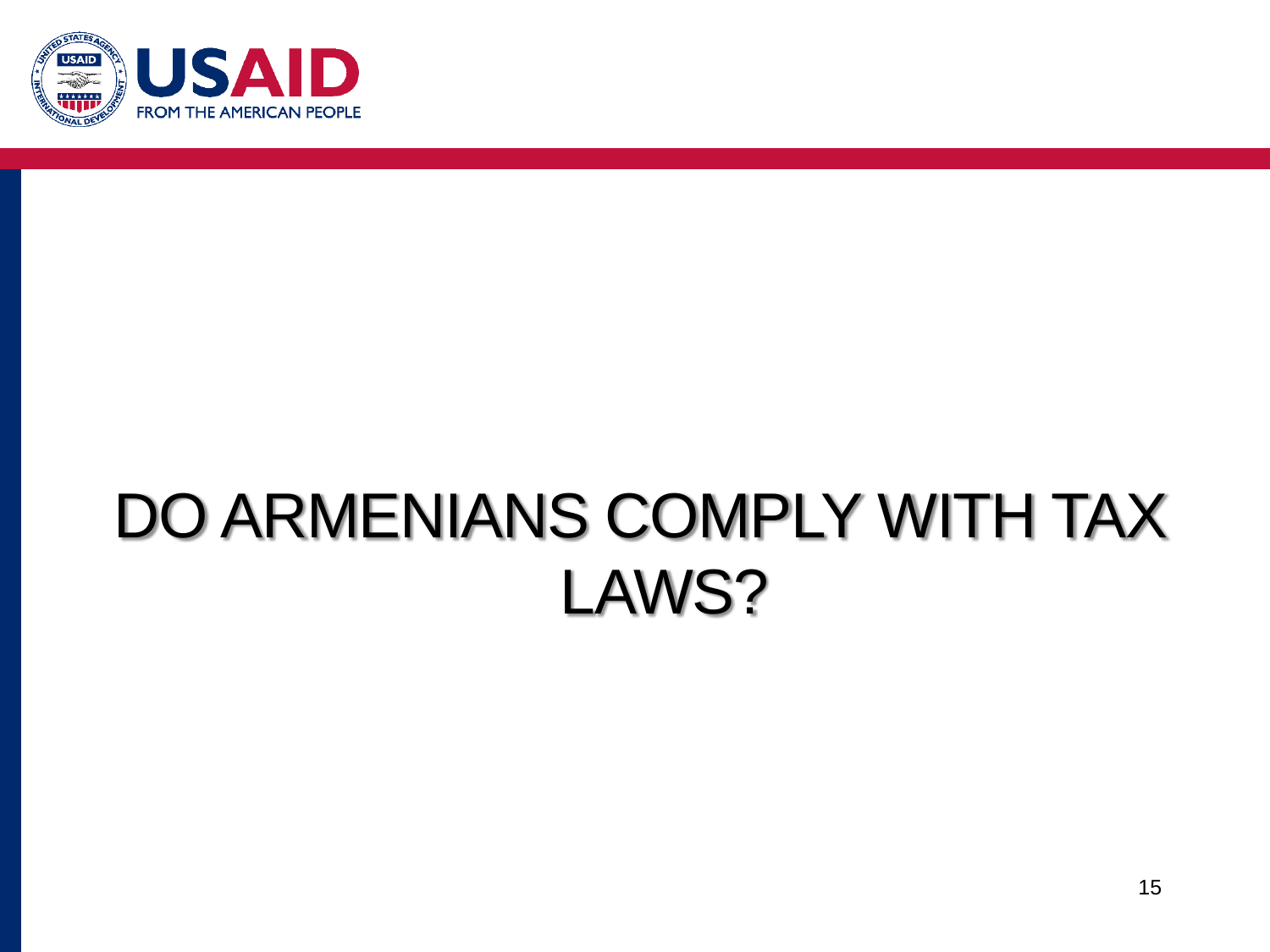# DO ARMENIANS COMPLY WITH TAX LAWS?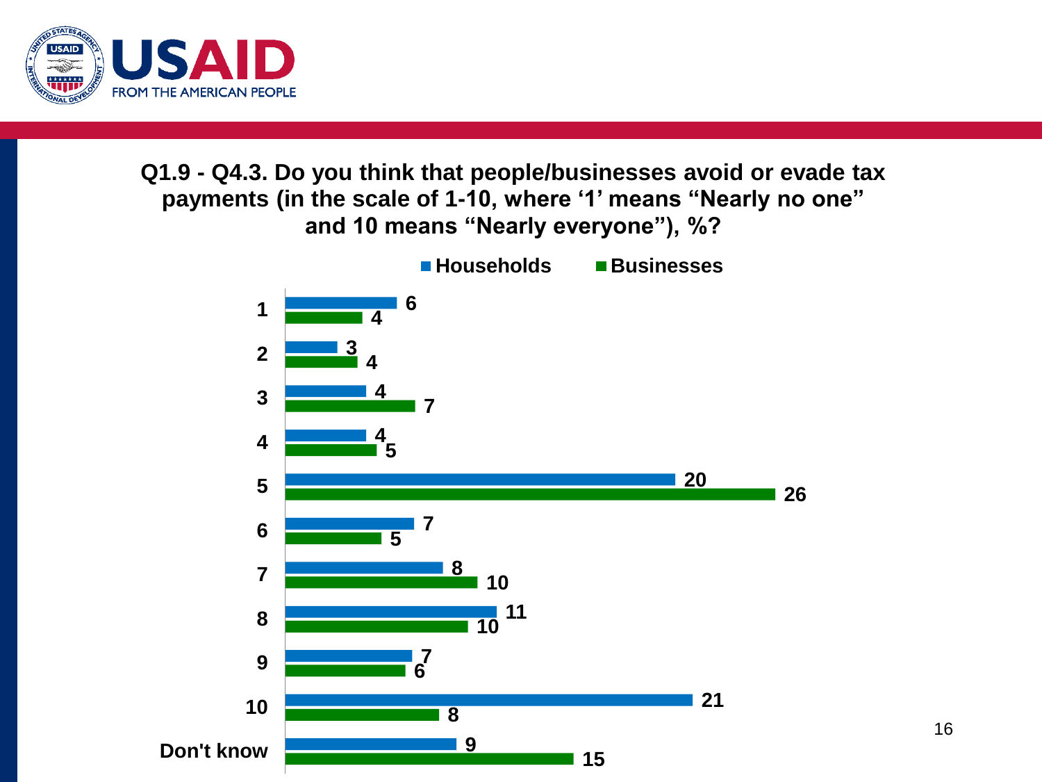## Q1.9 - Q4.3. Do you think that people/businesses avoid or evade tax payments (in the scale of 1-10, where '1' means "Nearly no one" and 10 means "Nearly everyone"), %?

| | Households | Businesses |
|---|---|---|
| 1 | 6 | 4 |
| 2 | 3 | 4 |
| 3 | 4 | 7 |
| 4 | 4 | 5 |
| 5 | 20 | 26 |
| 6 | 7 | 5 |
| 7 | 8 | 10 |
| 8 | 11 | 10 |
| 9 | 7 | 6 |
| 10 | 21 | 8 |
| Don't know | 9 | 15 |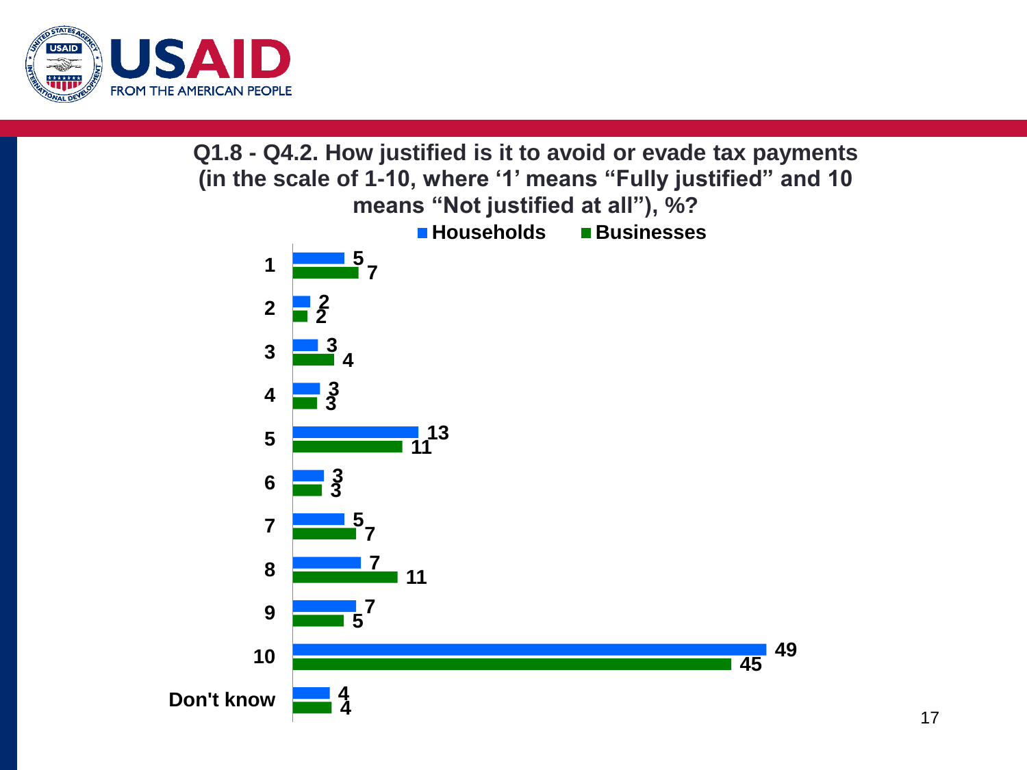## Q1.8 - Q4.2. How justified is it to avoid or evade tax payments (in the scale of 1-10, where '1' means "Fully justified" and 10 means "Not justified at all"), %?

| | Households | Businesses |
|---|---|---|
| 1 | 5 | 7 |
| 2 | 2 | 2 |
| 3 | 3 | 4 |
| 4 | 3 | 3 |
| 5 | 13 | 11 |
| 6 | 3 | 3 |
| 7 | 5 | 7 |
| 8 | 7 | 11 |
| 9 | 7 | 5 |
| 10 | 49 | 45 |
| Don't know | 4 | 4 |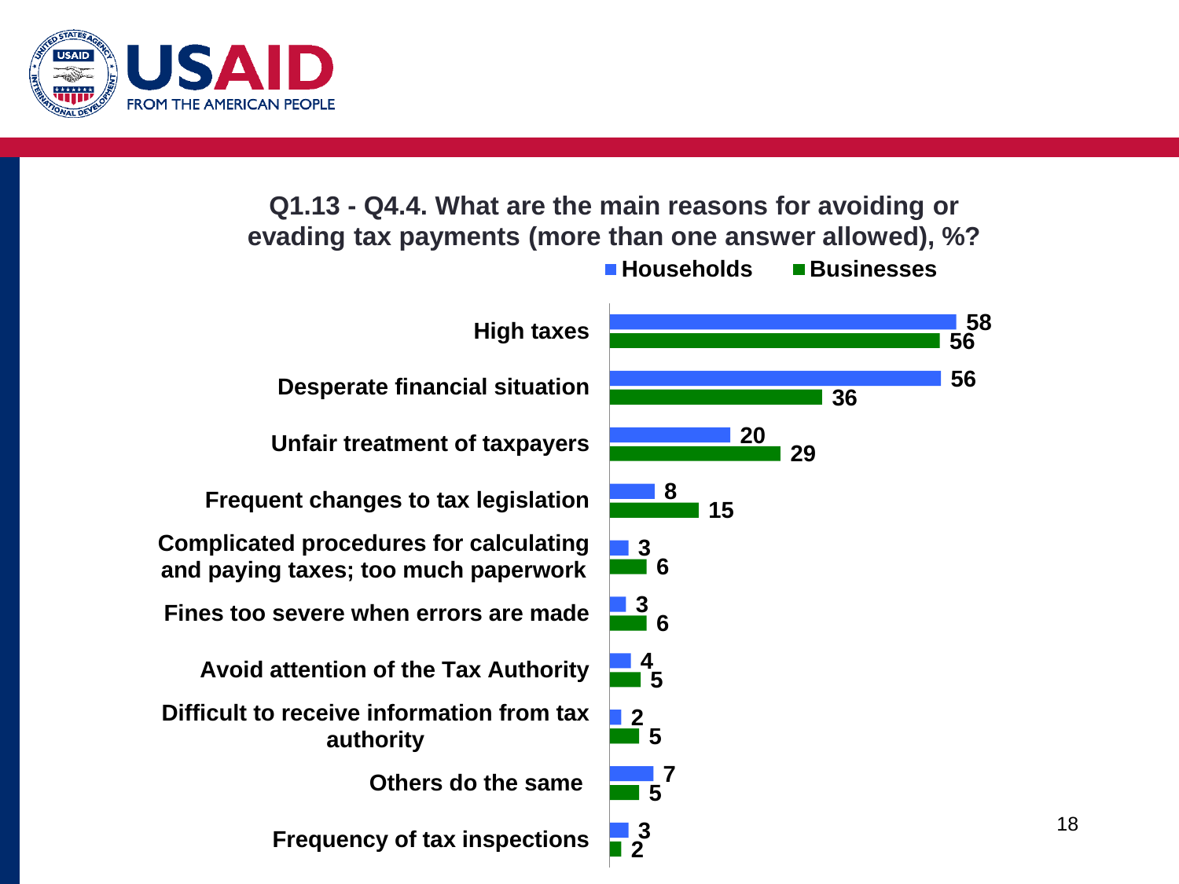## Q1.13 - Q4.4. What are the main reasons for avoiding or evading tax payments (more than one answer allowed), %?

| Reason | Households | Businesses |
|---|---|---|
| High taxes | 58 | 56 |
| Desperate financial situation | 56 | 36 |
| Unfair treatment of taxpayers | 20 | 29 |
| Frequent changes to tax legislation | 8 | 15 |
| Complicated procedures for calculating and paying taxes; too much paperwork | 3 | 6 |
| Fines too severe when errors are made | 3 | 6 |
| Avoid attention of the Tax Authority | 4 | 5 |
| Difficult to receive information from tax authority | 2 | 5 |
| Others do the same | 7 | 5 |
| Frequency of tax inspections | 3 | 2 |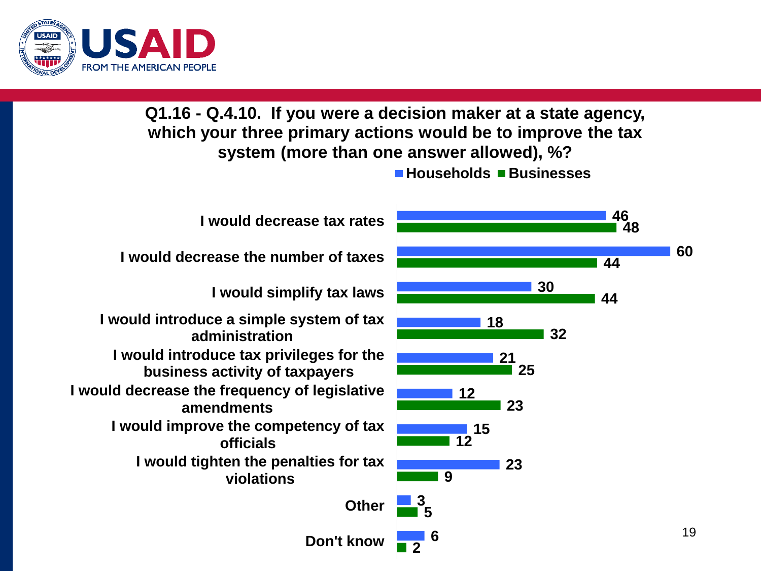## Q1.16 - Q.4.10. If you were a decision maker at a state agency, which your three primary actions would be to improve the tax system (more than one answer allowed), %?

| | Households | Businesses |
|---|---|---|
| I would decrease tax rates | 46 | 48 |
| I would decrease the number of taxes | 60 | 44 |
| I would simplify tax laws | 30 | 44 |
| I would introduce a simple system of tax administration | 18 | 32 |
| I would introduce tax privileges for the business activity of taxpayers | 21 | 25 |
| I would decrease the frequency of legislative amendments | 12 | 23 |
| I would improve the competency of tax officials | 15 | 12 |
| I would tighten the penalties for tax violations | 23 | 9 |
| Other | 3 | 5 |
| Don't know | 6 | 2 |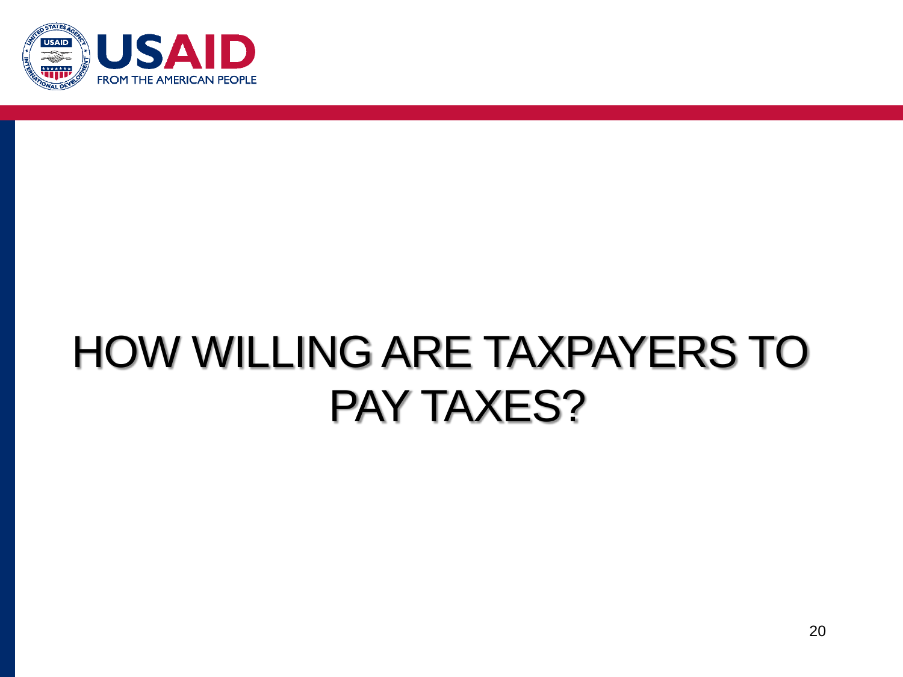# HOW WILLING ARE TAXPAYERS TO PAY TAXES?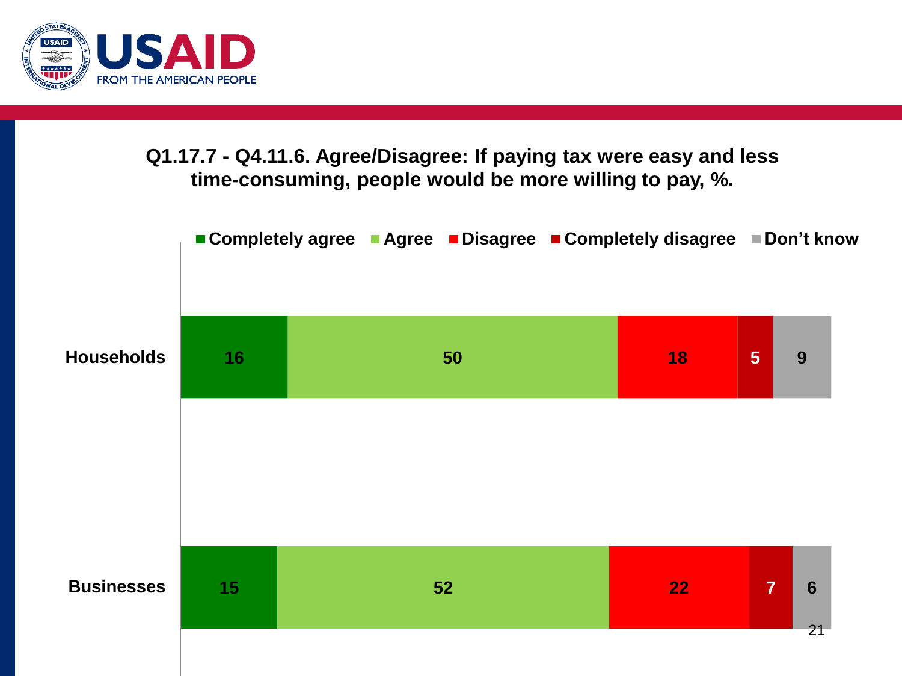## Q1.17.7 - Q4.11.6. Agree/Disagree: If paying tax were easy and less time-consuming, people would be more willing to pay, %.

| | Completely agree | Agree | Disagree | Completely disagree | Don't know |
|---|---|---|---|---|---|
| Households | 16 | 50 | 18 | 5 | 9 |
| Businesses | 15 | 52 | 22 | 7 | 6 |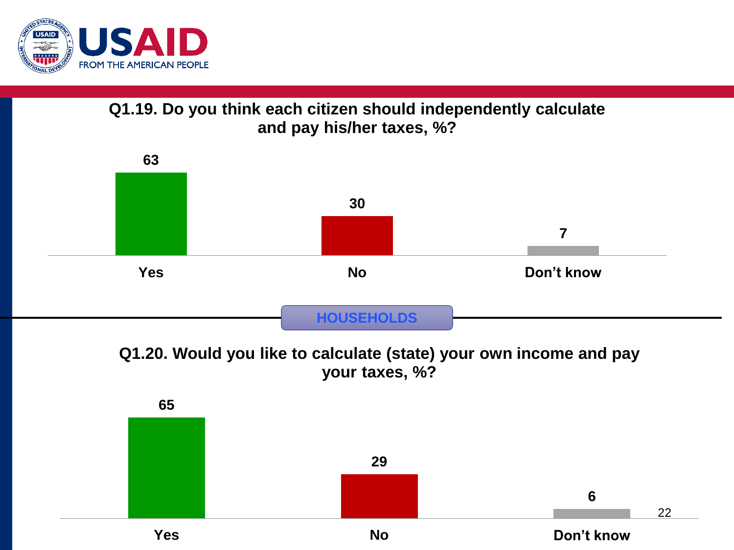### Q1.19. Do you think each citizen should independently calculate and pay his/her taxes, %?

| Yes | No | Don't know |
|---|---|---|
| 63 | 30 | 7 |

**HOUSEHOLDS**

### Q1.20. Would you like to calculate (state) your own income and pay your taxes, %?

| Yes | No | Don't know |
|---|---|---|
| 65 | 29 | 6 |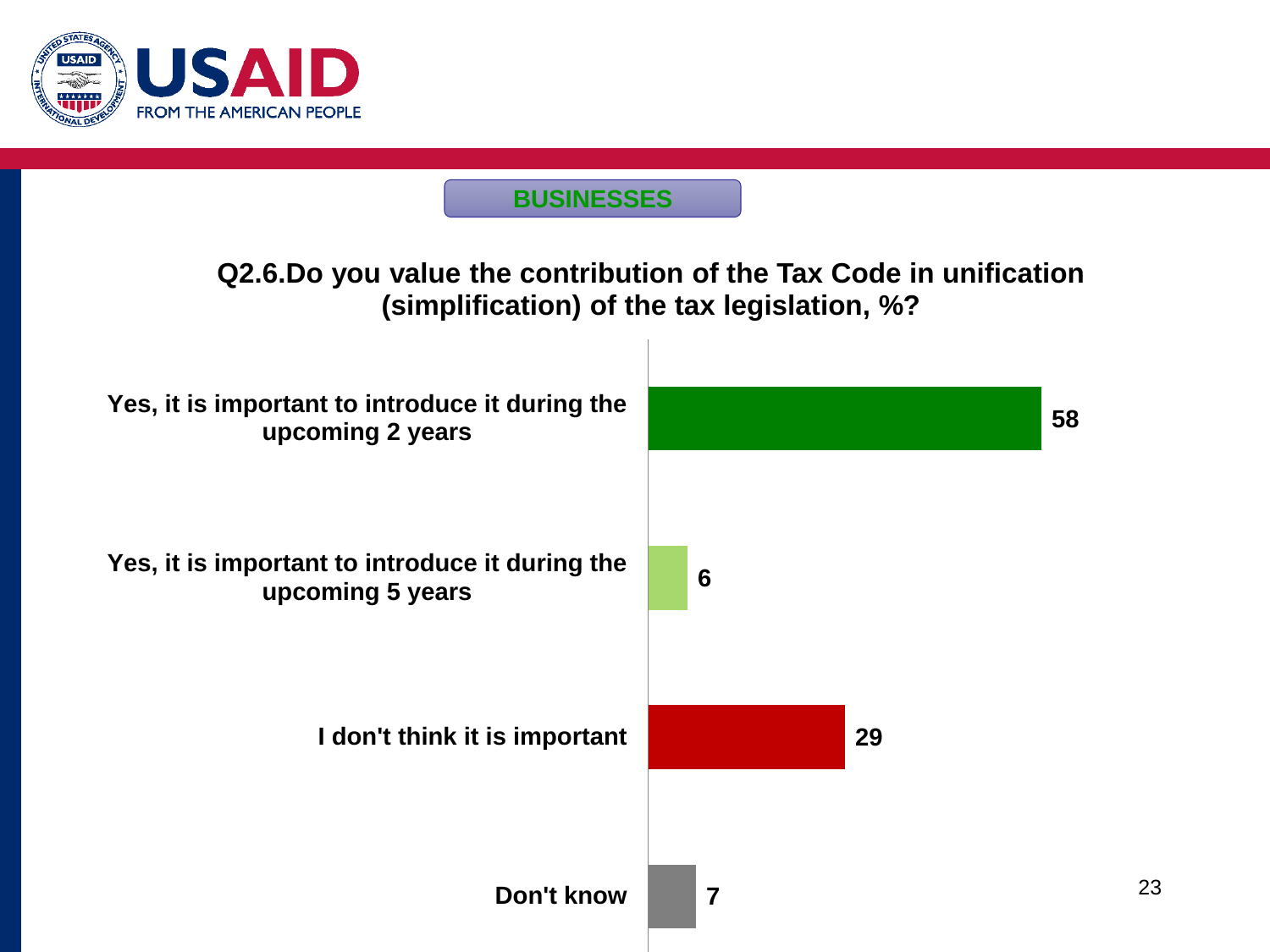**BUSINESSES**

## Q2.6.Do you value the contribution of the Tax Code in unification (simplification) of the tax legislation, %?

| Response | % |
| --- | --- |
| Yes, it is important to introduce it during the upcoming 2 years | 58 |
| Yes, it is important to introduce it during the upcoming 5 years | 6 |
| I don't think it is important | 29 |
| Don't know | 7 |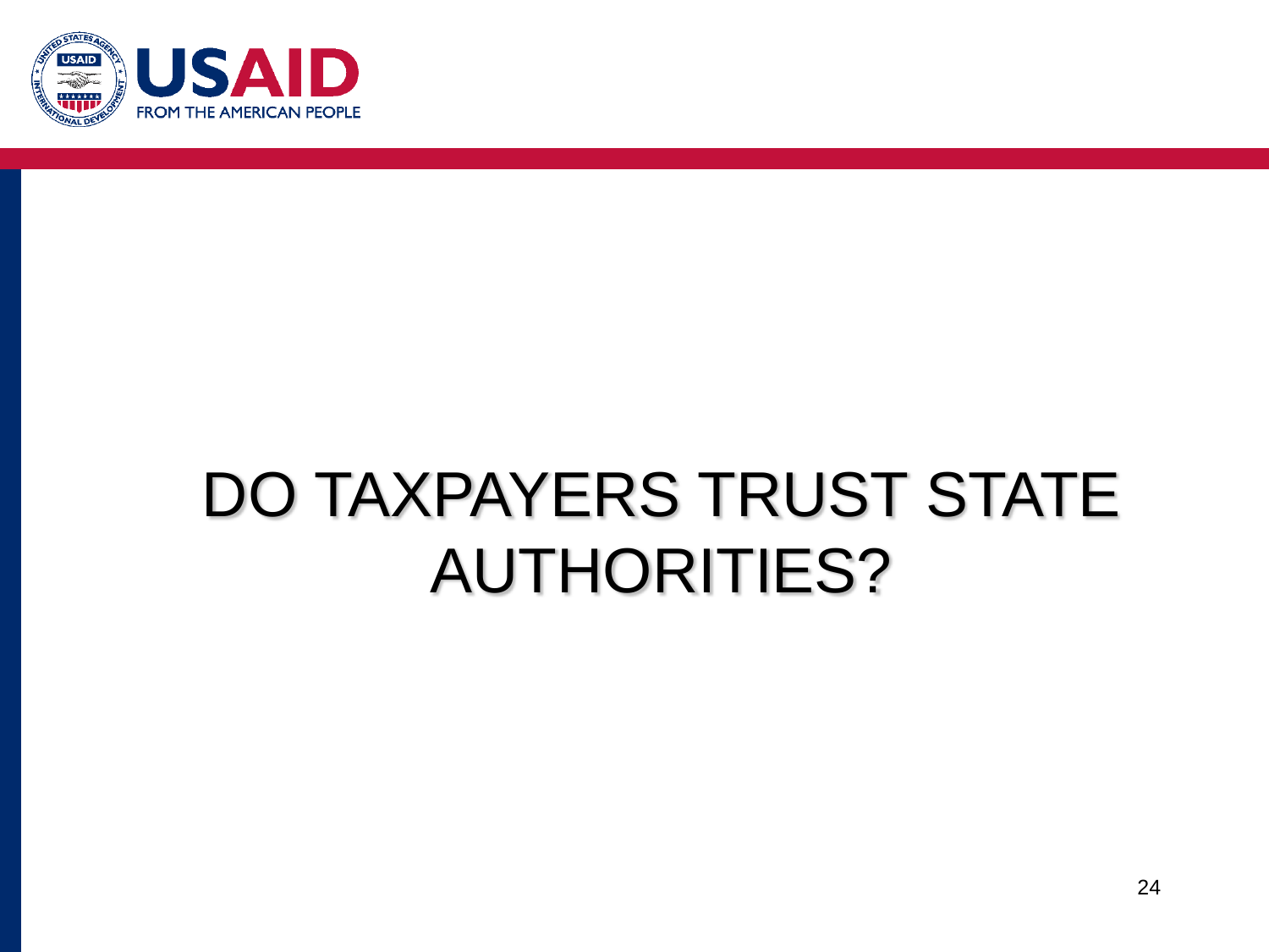# DO TAXPAYERS TRUST STATE AUTHORITIES?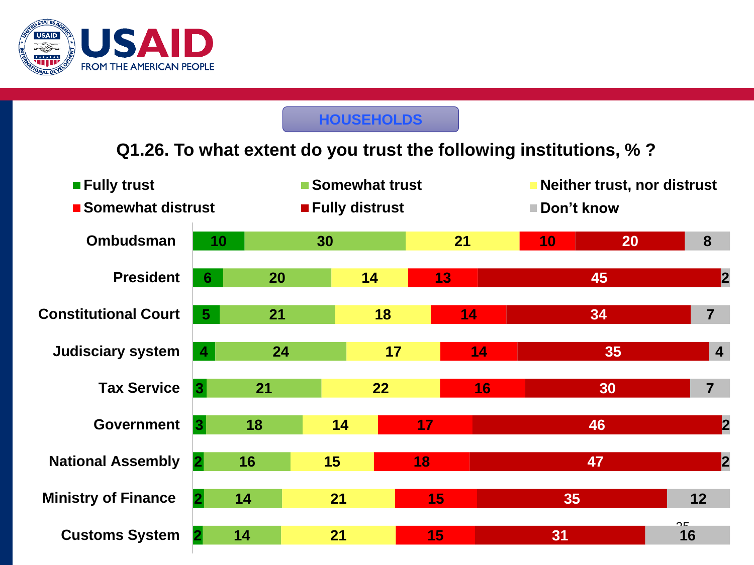USAID FROM THE AMERICAN PEOPLE

**HOUSEHOLDS**

## Q1.26. To what extent do you trust the following institutions, % ?

| Institution | Fully trust | Somewhat trust | Neither trust, nor distrust | Somewhat distrust | Fully distrust | Don’t know |
|---|---|---|---|---|---|---|
| Ombudsman | 10 | 30 | 21 | 10 | 20 | 8 |
| President | 6 | 20 | 14 | 13 | 45 | 2 |
| Constitutional Court | 5 | 21 | 18 | 14 | 34 | 7 |
| Judiciary system | 4 | 24 | 17 | 14 | 35 | 4 |
| Tax Service | 3 | 21 | 22 | 16 | 30 | 7 |
| Government | 3 | 18 | 14 | 17 | 46 | 2 |
| National Assembly | 2 | 16 | 15 | 18 | 47 | 2 |
| Ministry of Finance | 2 | 14 | 21 | 15 | 35 | 12 |
| Customs System | 2 | 14 | 21 | 15 | 31 | 16 |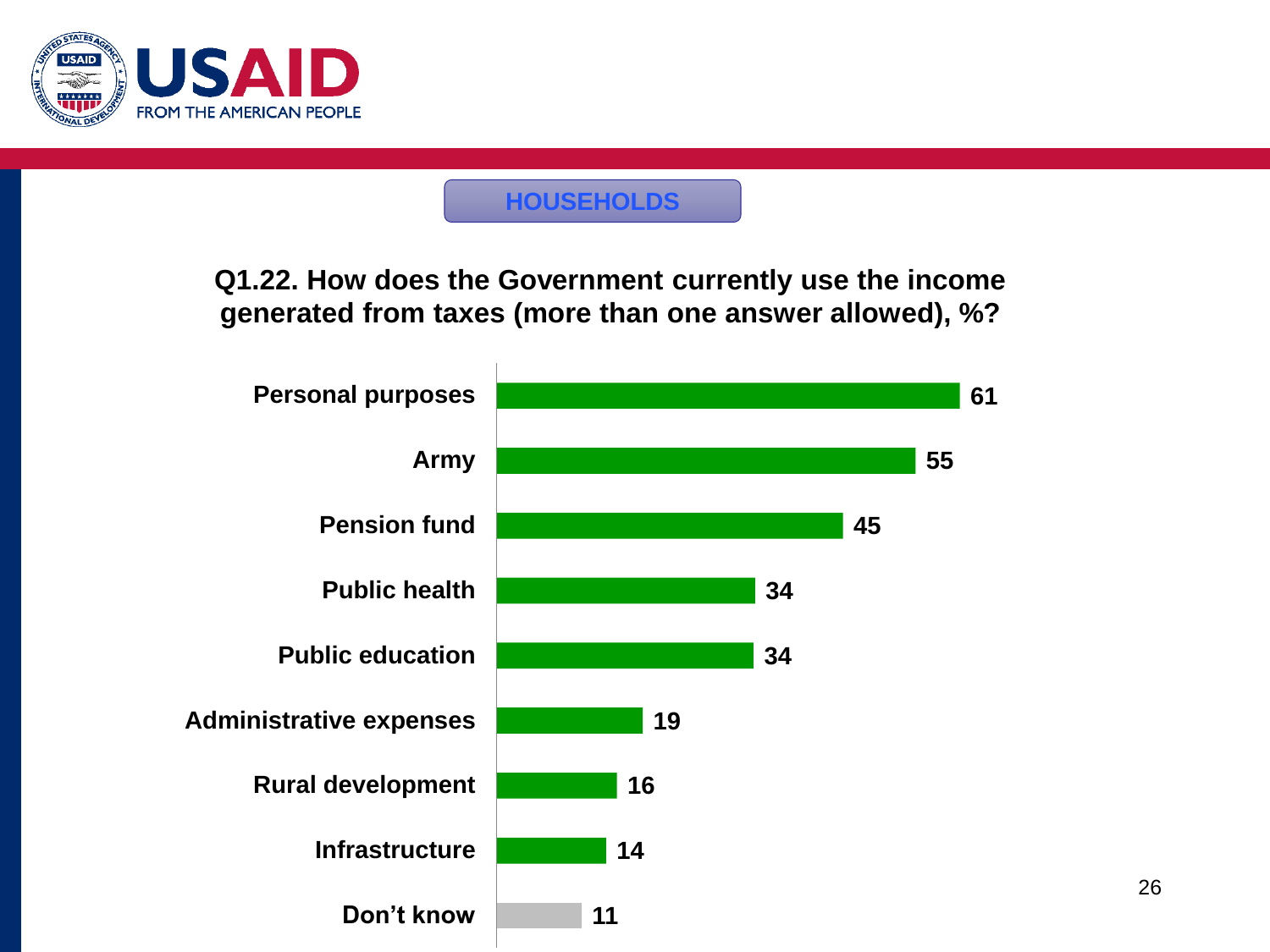**HOUSEHOLDS**

**Q1.22. How does the Government currently use the income generated from taxes (more than one answer allowed), %?**

| Response | % |
|---|---|
| Personal purposes | 61 |
| Army | 55 |
| Pension fund | 45 |
| Public health | 34 |
| Public education | 34 |
| Administrative expenses | 19 |
| Rural development | 16 |
| Infrastructure | 14 |
| Don't know | 11 |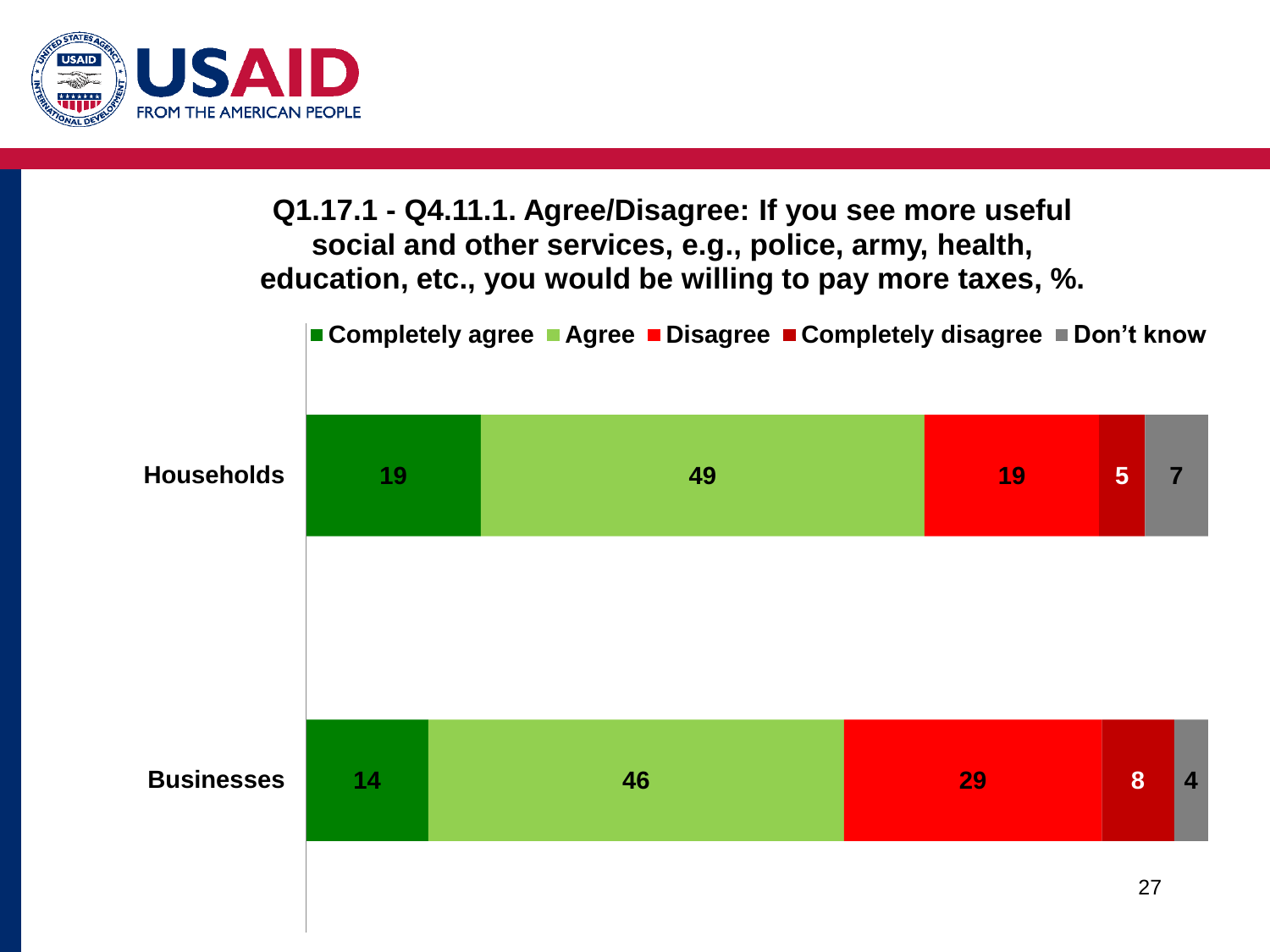## Q1.17.1 - Q4.11.1. Agree/Disagree: If you see more useful social and other services, e.g., police, army, health, education, etc., you would be willing to pay more taxes, %.

| | Completely agree | Agree | Disagree | Completely disagree | Don't know |
|---|---|---|---|---|---|
| Households | 19 | 49 | 19 | 5 | 7 |
| Businesses | 14 | 46 | 29 | 8 | 4 |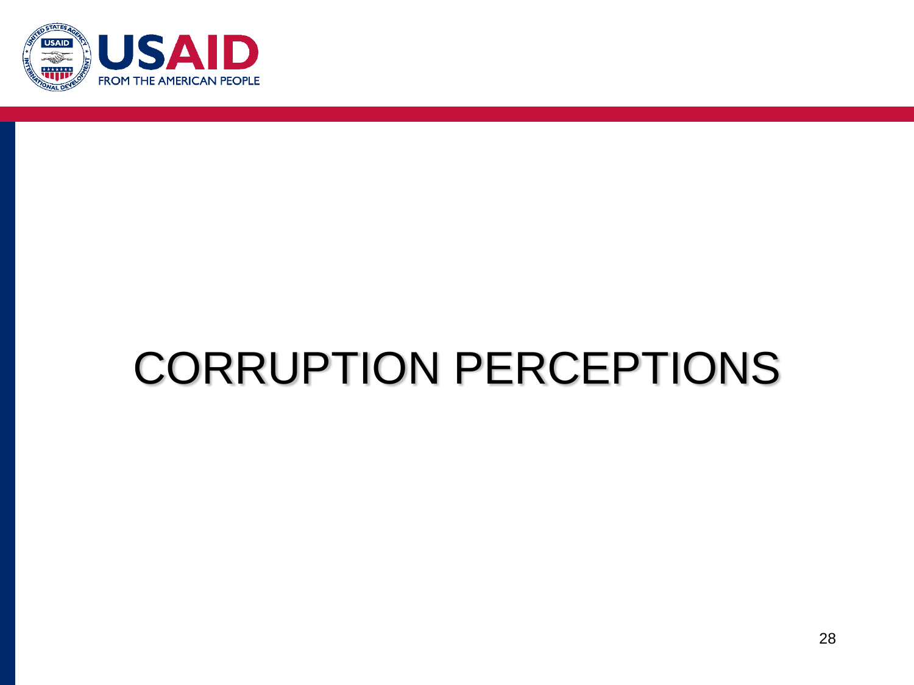# CORRUPTION PERCEPTIONS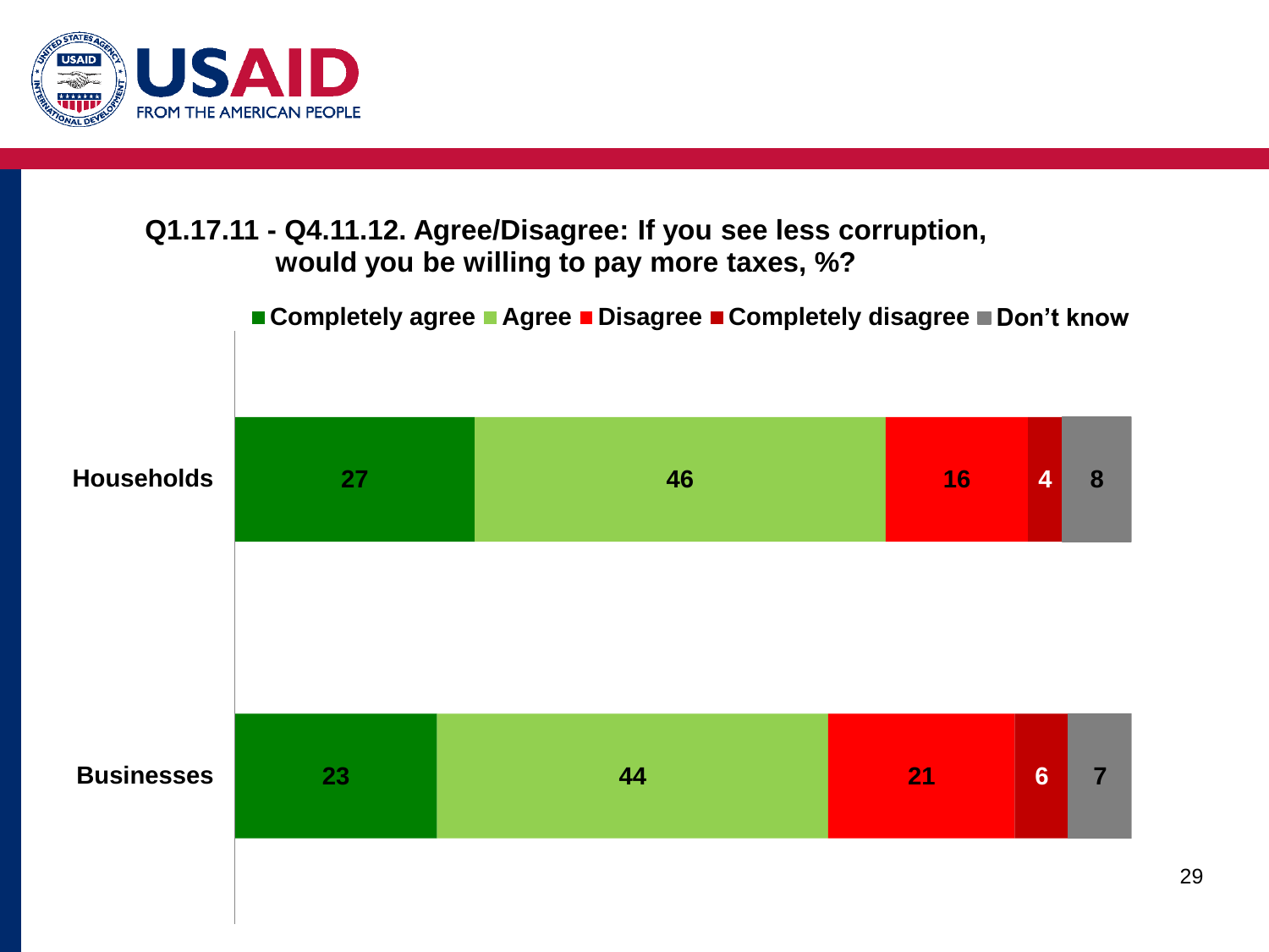## Q1.17.11 - Q4.11.12. Agree/Disagree: If you see less corruption, would you be willing to pay more taxes, %?

| | Completely agree | Agree | Disagree | Completely disagree | Don't know |
|---|---|---|---|---|---|
| Households | 27 | 46 | 16 | 4 | 8 |
| Businesses | 23 | 44 | 21 | 6 | 7 |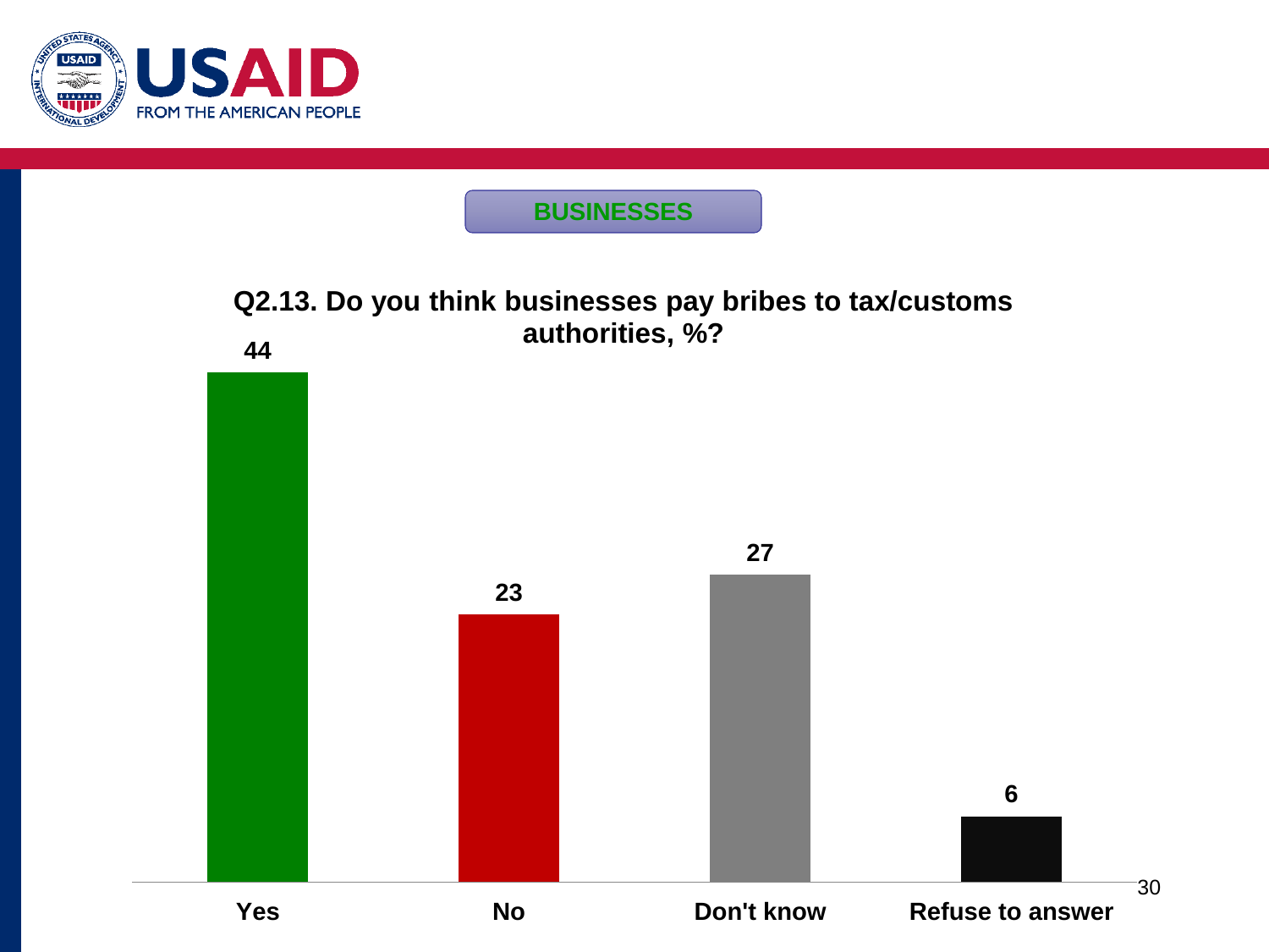## BUSINESSES

**Q2.13. Do you think businesses pay bribes to tax/customs authorities, %?**

| Response | % |
|---|---|
| Yes | 44 |
| No | 23 |
| Don't know | 27 |
| Refuse to answer | 6 |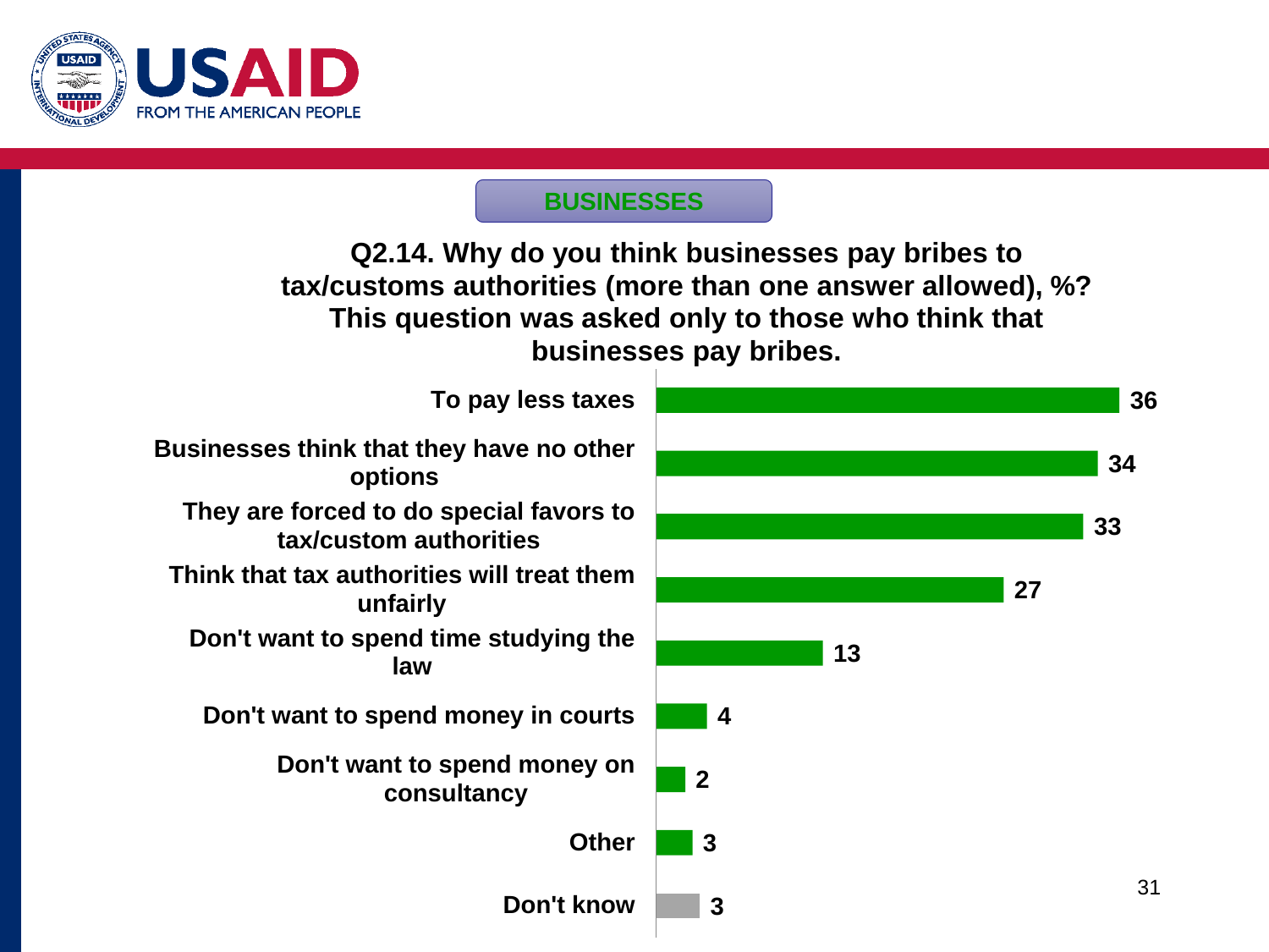## BUSINESSES

**Q2.14. Why do you think businesses pay bribes to tax/customs authorities (more than one answer allowed), %? This question was asked only to those who think that businesses pay bribes.**

| Reason | % |
|---|---|
| To pay less taxes | 36 |
| Businesses think that they have no other options | 34 |
| They are forced to do special favors to tax/custom authorities | 33 |
| Think that tax authorities will treat them unfairly | 27 |
| Don't want to spend time studying the law | 13 |
| Don't want to spend money in courts | 4 |
| Don't want to spend money on consultancy | 2 |
| Other | 3 |
| Don't know | 3 |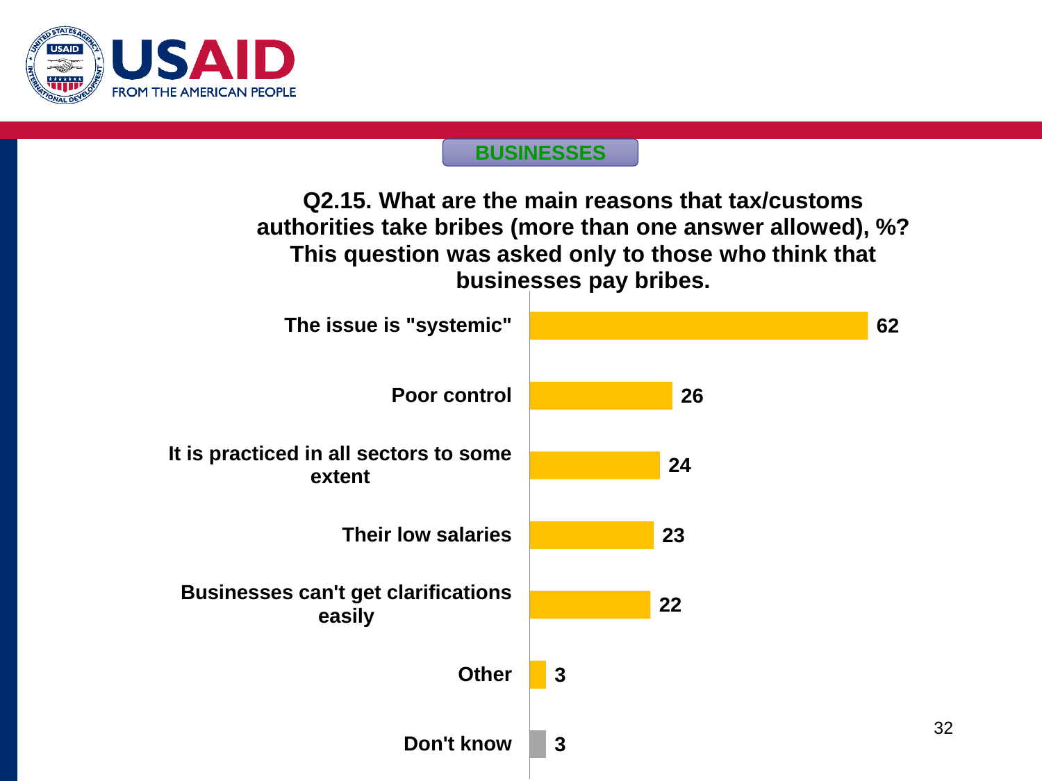USAID
FROM THE AMERICAN PEOPLE

**BUSINESSES**

**Q2.15. What are the main reasons that tax/customs authorities take bribes (more than one answer allowed), %? This question was asked only to those who think that businesses pay bribes.**

| Reason | % |
| --- | --- |
| The issue is "systemic" | 62 |
| Poor control | 26 |
| It is practiced in all sectors to some extent | 24 |
| Their low salaries | 23 |
| Businesses can't get clarifications easily | 22 |
| Other | 3 |
| Don't know | 3 |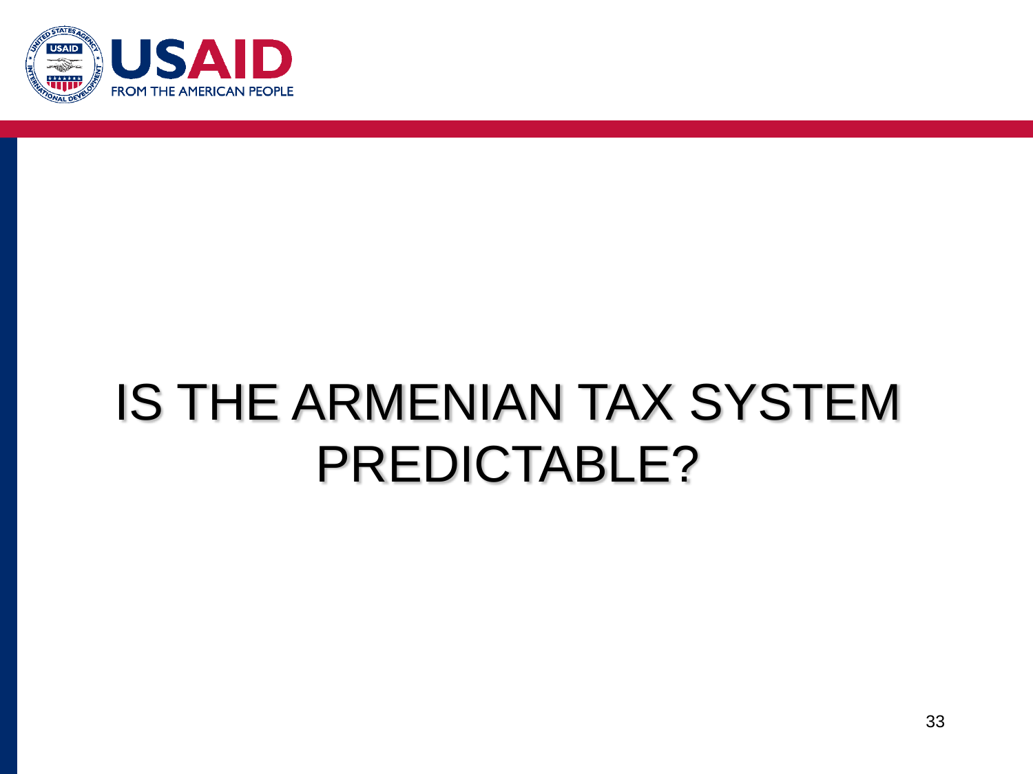# IS THE ARMENIAN TAX SYSTEM PREDICTABLE?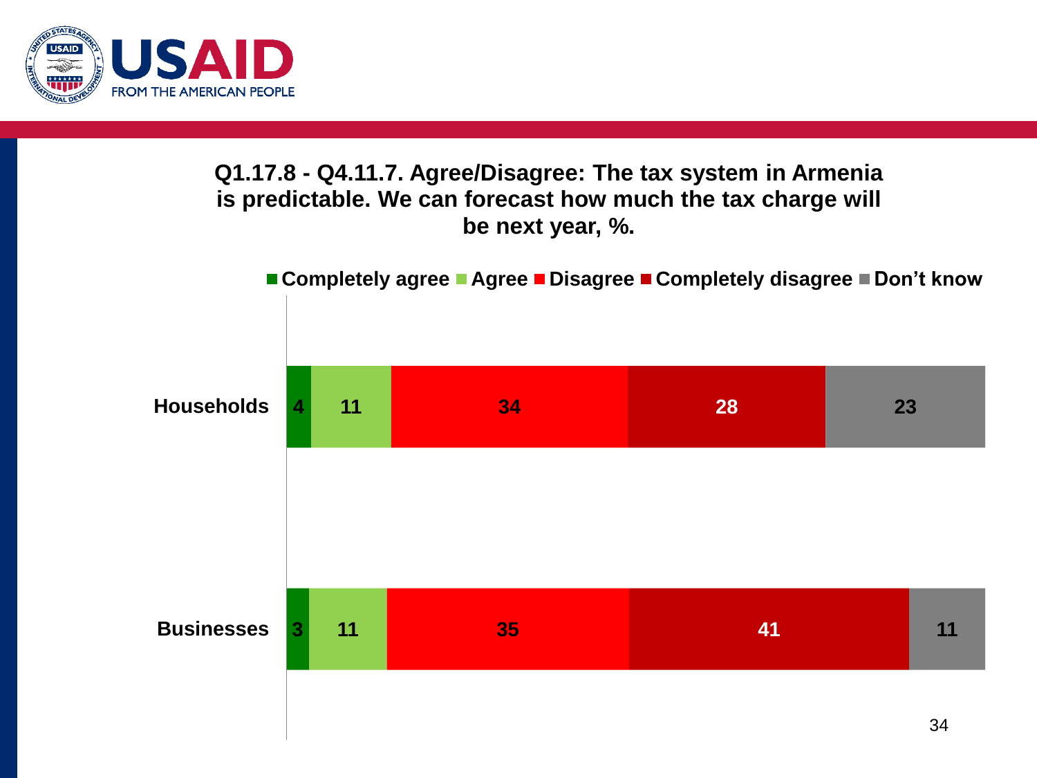## Q1.17.8 - Q4.11.7. Agree/Disagree: The tax system in Armenia is predictable. We can forecast how much the tax charge will be next year, %.

| | Completely agree | Agree | Disagree | Completely disagree | Don't know |
|---|---|---|---|---|---|
| Households | 4 | 11 | 34 | 28 | 23 |
| Businesses | 3 | 11 | 35 | 41 | 11 |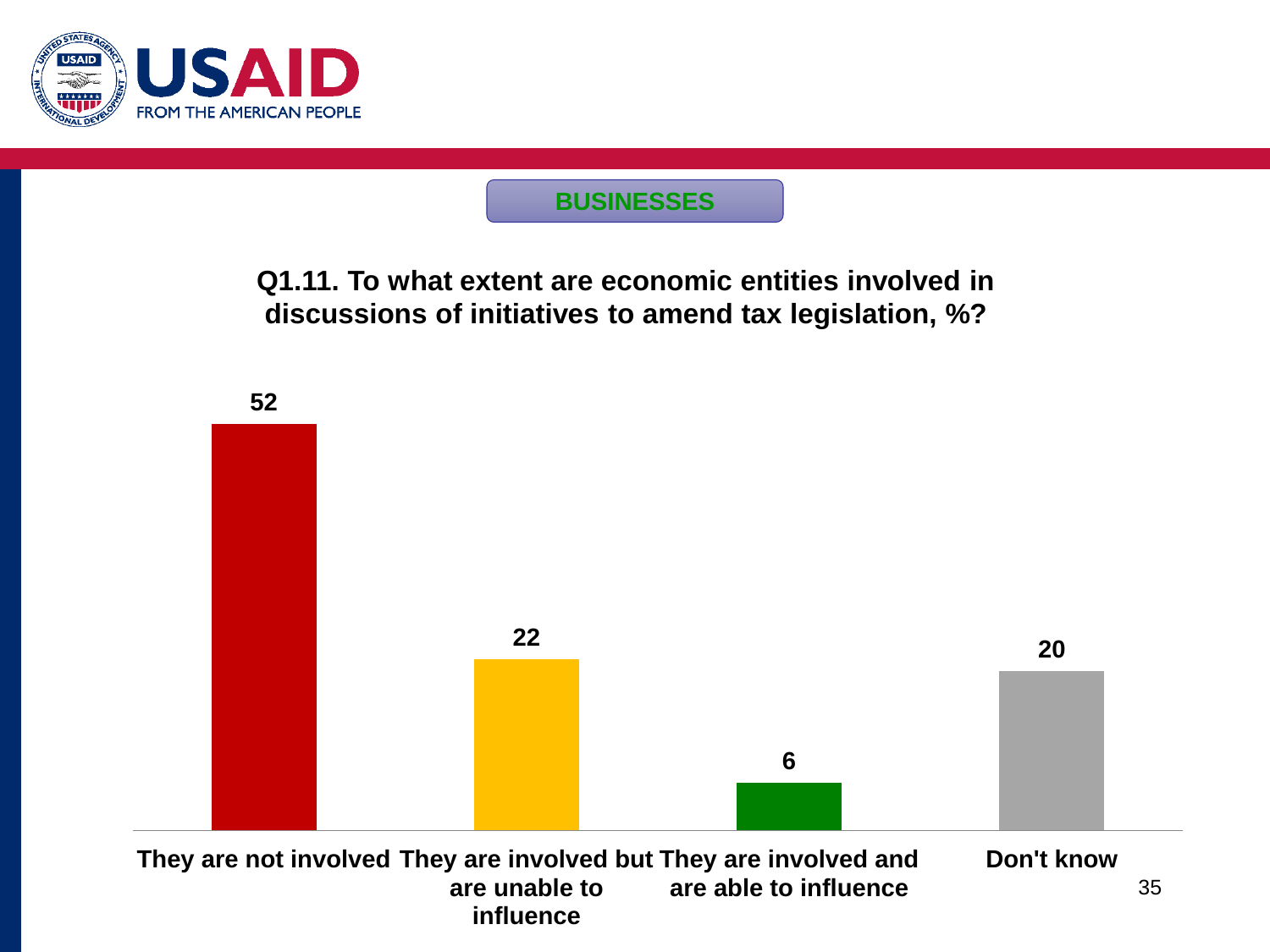**BUSINESSES**

## Q1.11. To what extent are economic entities involved in discussions of initiatives to amend tax legislation, %?

| They are not involved | They are involved but are unable to influence | They are involved and are able to influence | Don't know |
|---|---|---|---|
| 52 | 22 | 6 | 20 |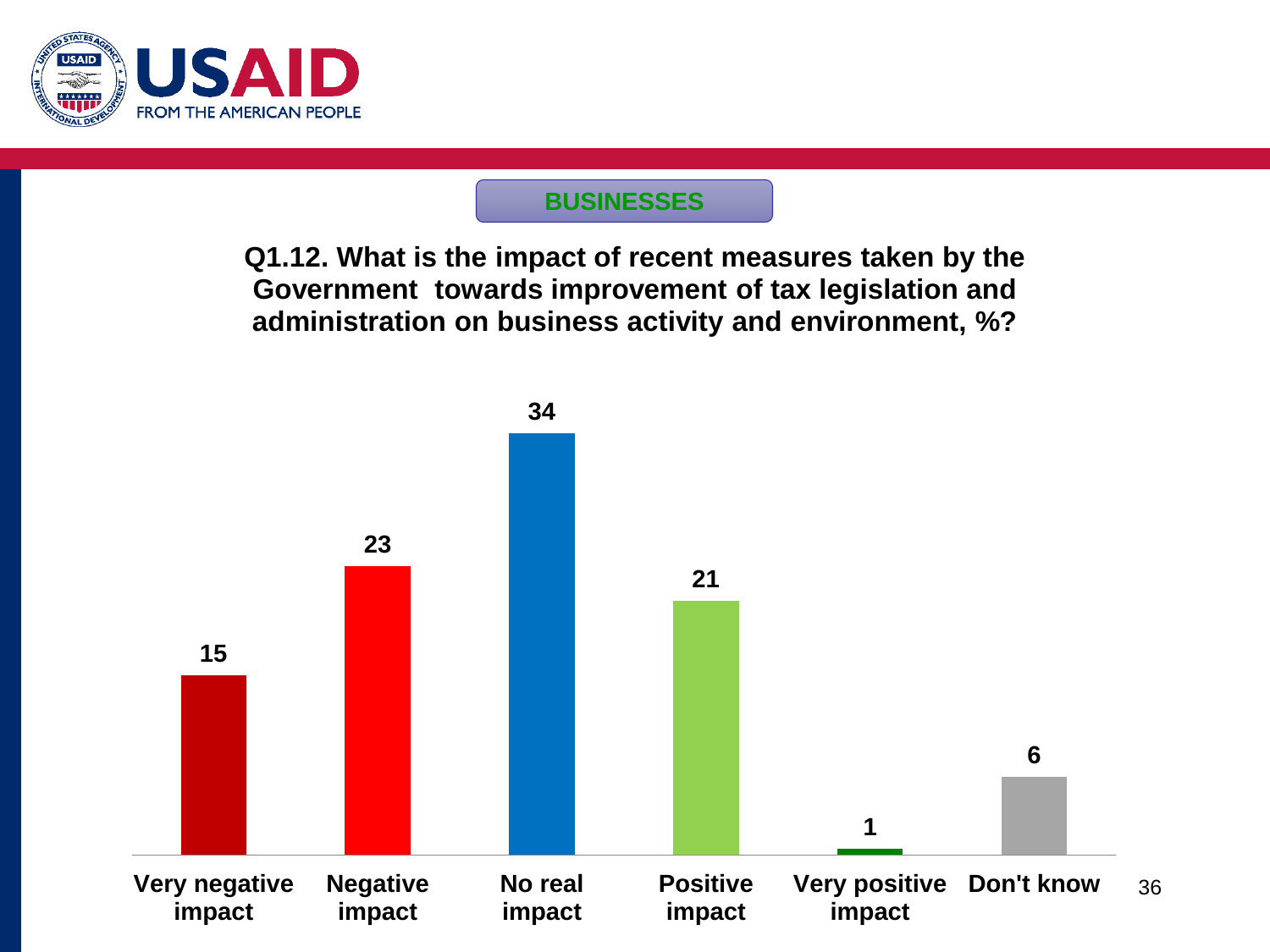**BUSINESSES**

**Q1.12. What is the impact of recent measures taken by the Government towards improvement of tax legislation and administration on business activity and environment, %?**

| Very negative impact | Negative impact | No real impact | Positive impact | Very positive impact | Don't know |
|---|---|---|---|---|---|
| 15 | 23 | 34 | 21 | 1 | 6 |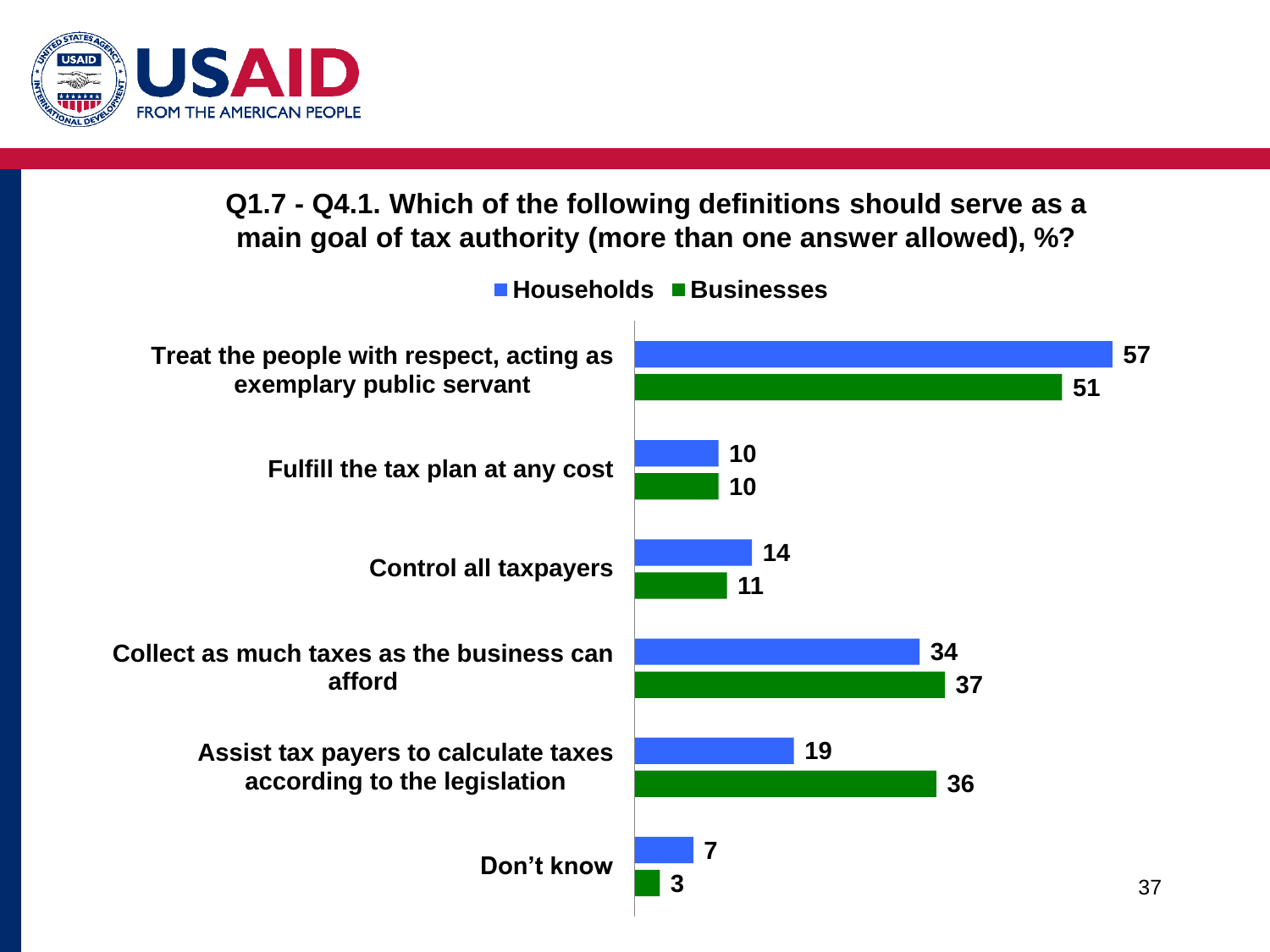## Q1.7 - Q4.1. Which of the following definitions should serve as a main goal of tax authority (more than one answer allowed), %?

| | Households | Businesses |
|---|---|---|
| Treat the people with respect, acting as exemplary public servant | 57 | 51 |
| Fulfill the tax plan at any cost | 10 | 10 |
| Control all taxpayers | 14 | 11 |
| Collect as much taxes as the business can afford | 34 | 37 |
| Assist tax payers to calculate taxes according to the legislation | 19 | 36 |
| Don't know | 7 | 3 |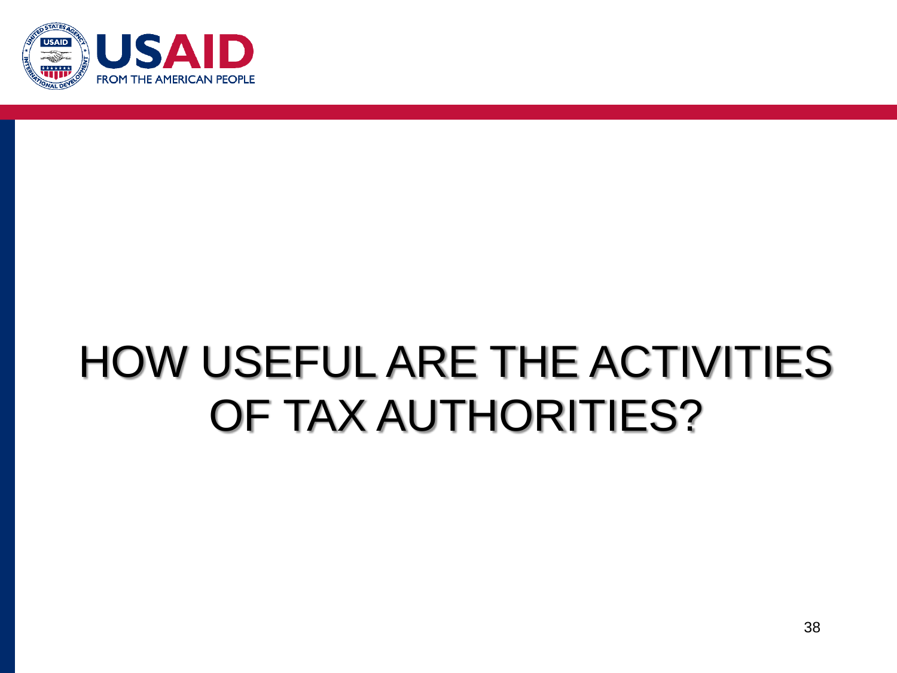# HOW USEFUL ARE THE ACTIVITIES OF TAX AUTHORITIES?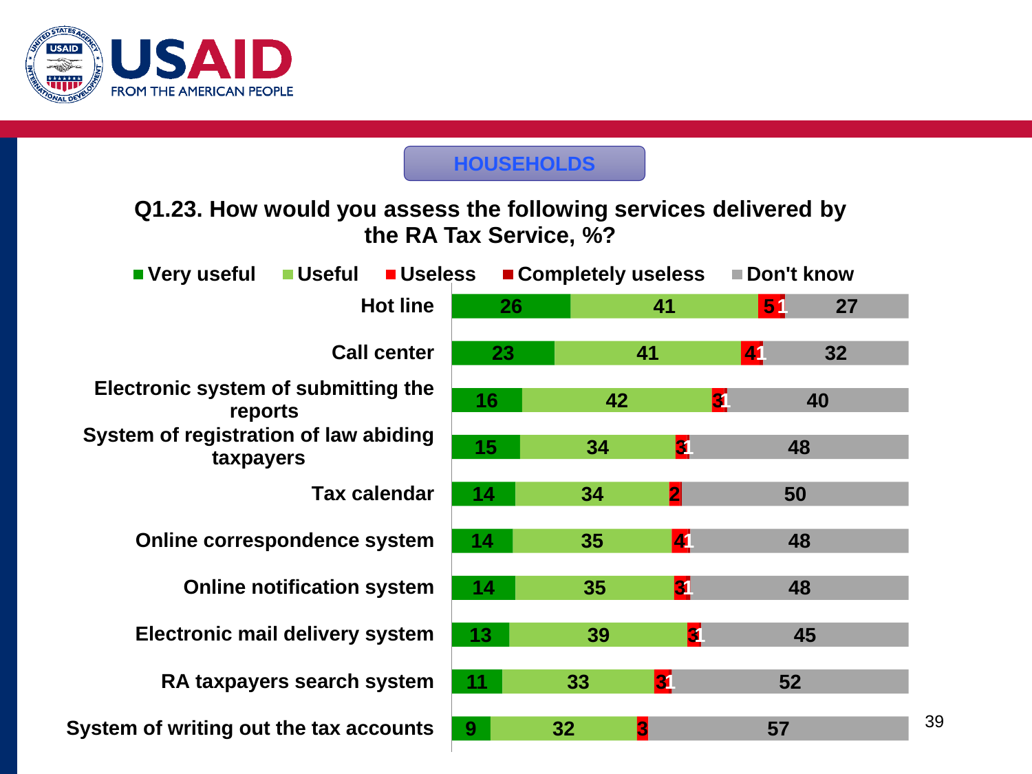**HOUSEHOLDS**

## Q1.23. How would you assess the following services delivered by the RA Tax Service, %?

| Service | Very useful | Useful | Useless | Completely useless | Don't know |
|---|---|---|---|---|---|
| Hot line | 26 | 41 | 5 | 1 | 27 |
| Call center | 23 | 41 | 4 | 1 | 32 |
| Electronic system of submitting the reports | 16 | 42 | 3 | 1 | 40 |
| System of registration of law abiding taxpayers | 15 | 34 | 3 | 1 | 48 |
| Tax calendar | 14 | 34 | 2 | | 50 |
| Online correspondence system | 14 | 35 | 4 | 1 | 48 |
| Online notification system | 14 | 35 | 3 | 1 | 48 |
| Electronic mail delivery system | 13 | 39 | 3 | 1 | 45 |
| RA taxpayers search system | 11 | 33 | 3 | 1 | 52 |
| System of writing out the tax accounts | 9 | 32 | 3 | | 57 |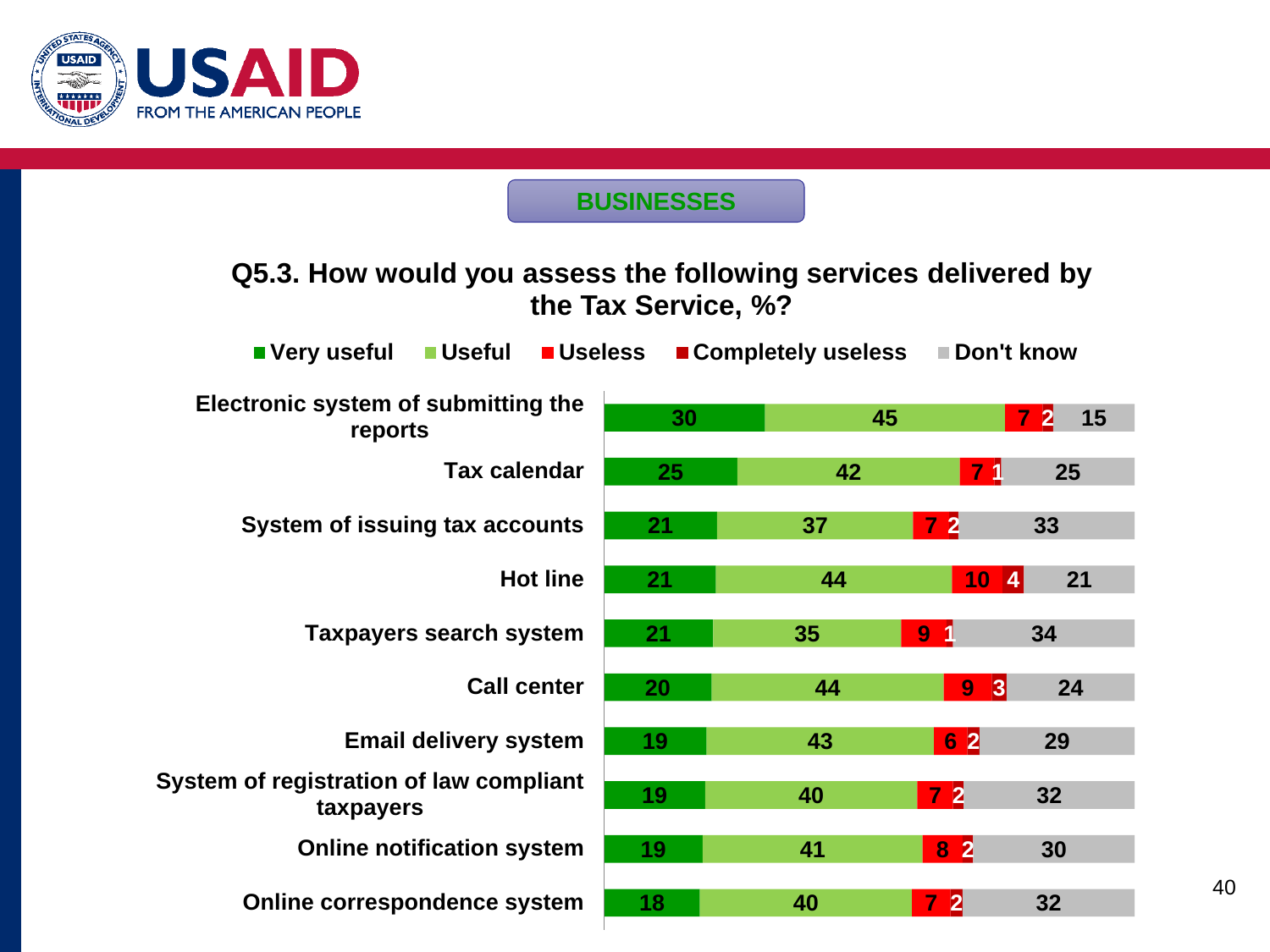## BUSINESSES

### Q5.3. How would you assess the following services delivered by the Tax Service, %?

| Service | Very useful | Useful | Useless | Completely useless | Don't know |
|---|---|---|---|---|---|
| Electronic system of submitting the reports | 30 | 45 | 7 | 2 | 15 |
| Tax calendar | 25 | 42 | 7 | 1 | 25 |
| System of issuing tax accounts | 21 | 37 | 7 | 2 | 33 |
| Hot line | 21 | 44 | 10 | 4 | 21 |
| Taxpayers search system | 21 | 35 | 9 | 1 | 34 |
| Call center | 20 | 44 | 9 | 3 | 24 |
| Email delivery system | 19 | 43 | 6 | 2 | 29 |
| System of registration of law compliant taxpayers | 19 | 40 | 7 | 2 | 32 |
| Online notification system | 19 | 41 | 8 | 2 | 30 |
| Online correspondence system | 18 | 40 | 7 | 2 | 32 |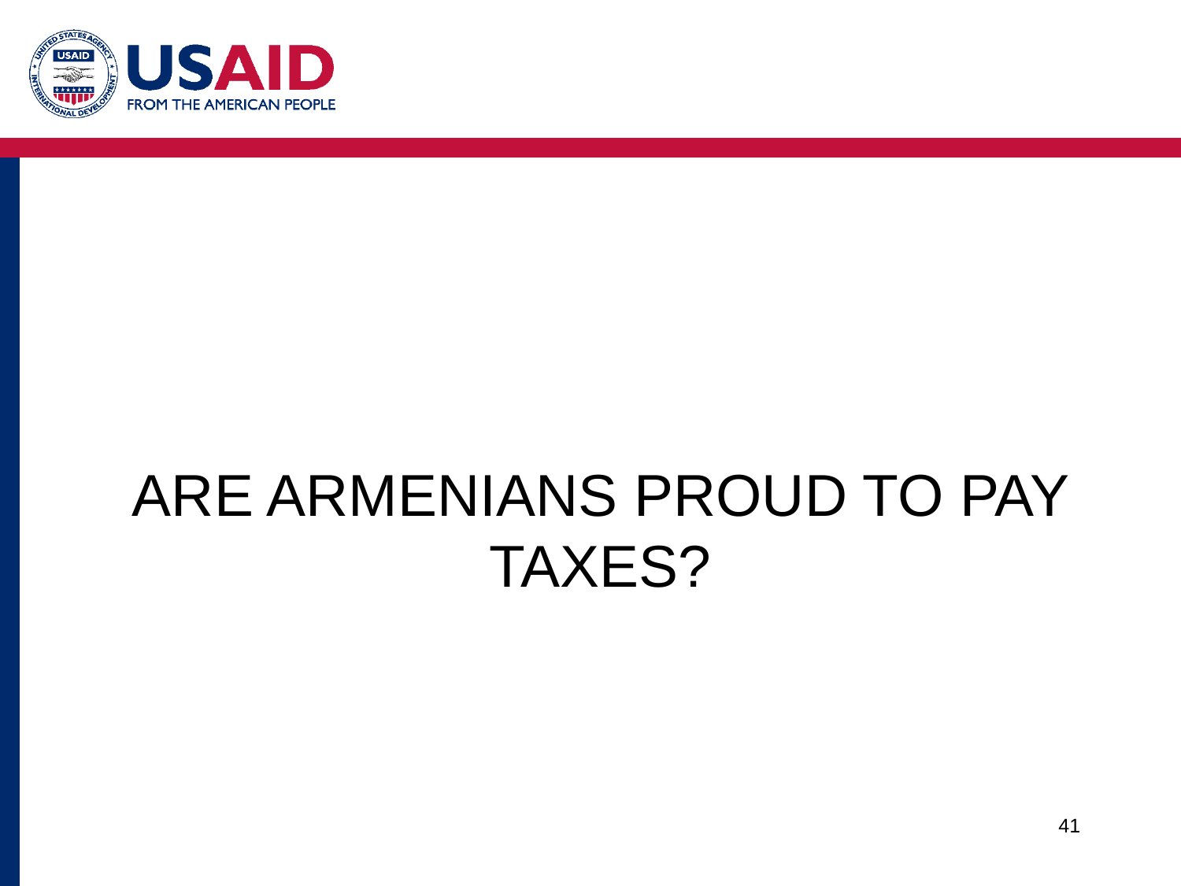# ARE ARMENIANS PROUD TO PAY TAXES?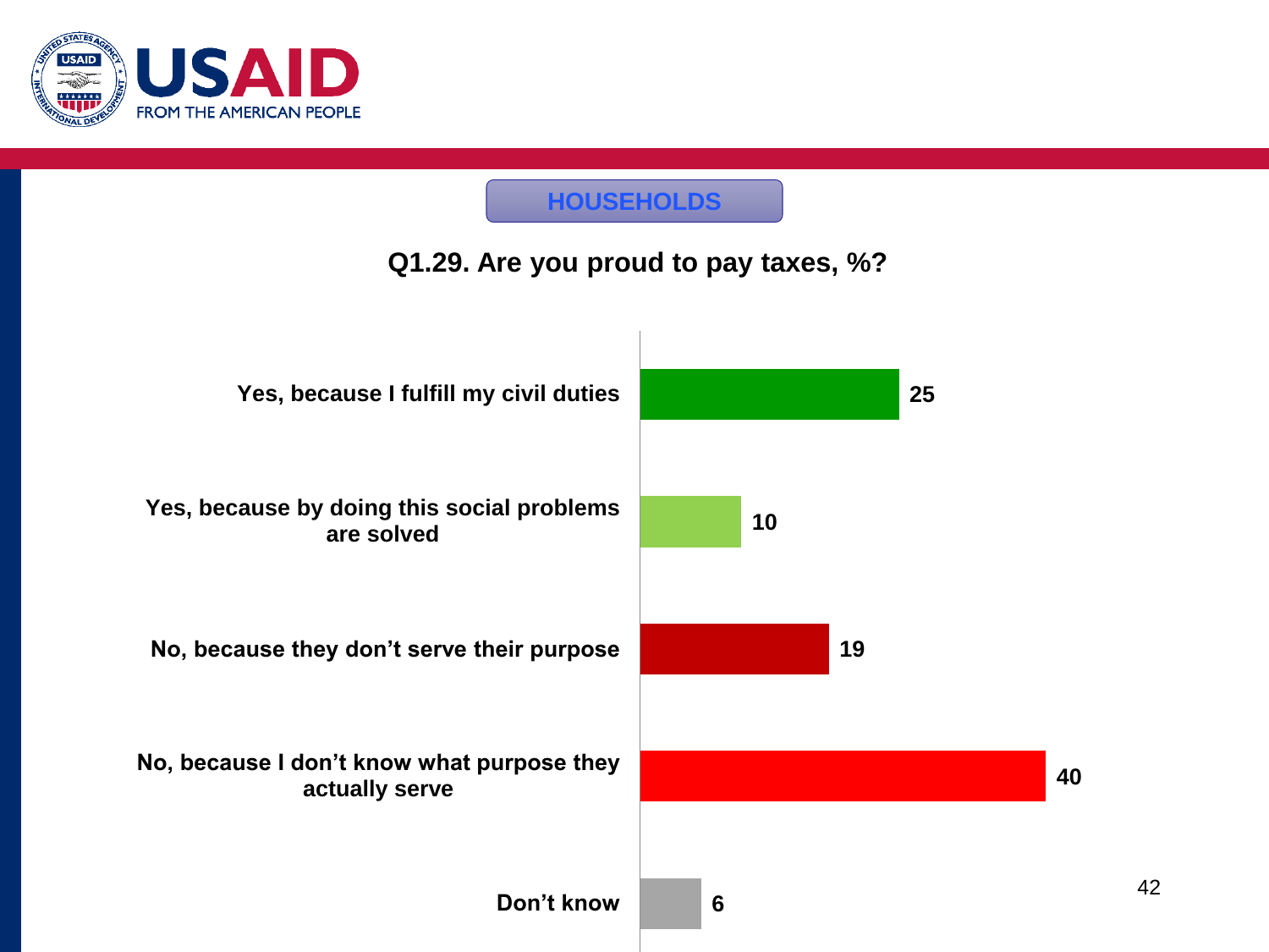**HOUSEHOLDS**

## Q1.29. Are you proud to pay taxes, %?

| Response | % |
|---|---|
| Yes, because I fulfill my civil duties | 25 |
| Yes, because by doing this social problems are solved | 10 |
| No, because they don't serve their purpose | 19 |
| No, because I don't know what purpose they actually serve | 40 |
| Don't know | 6 |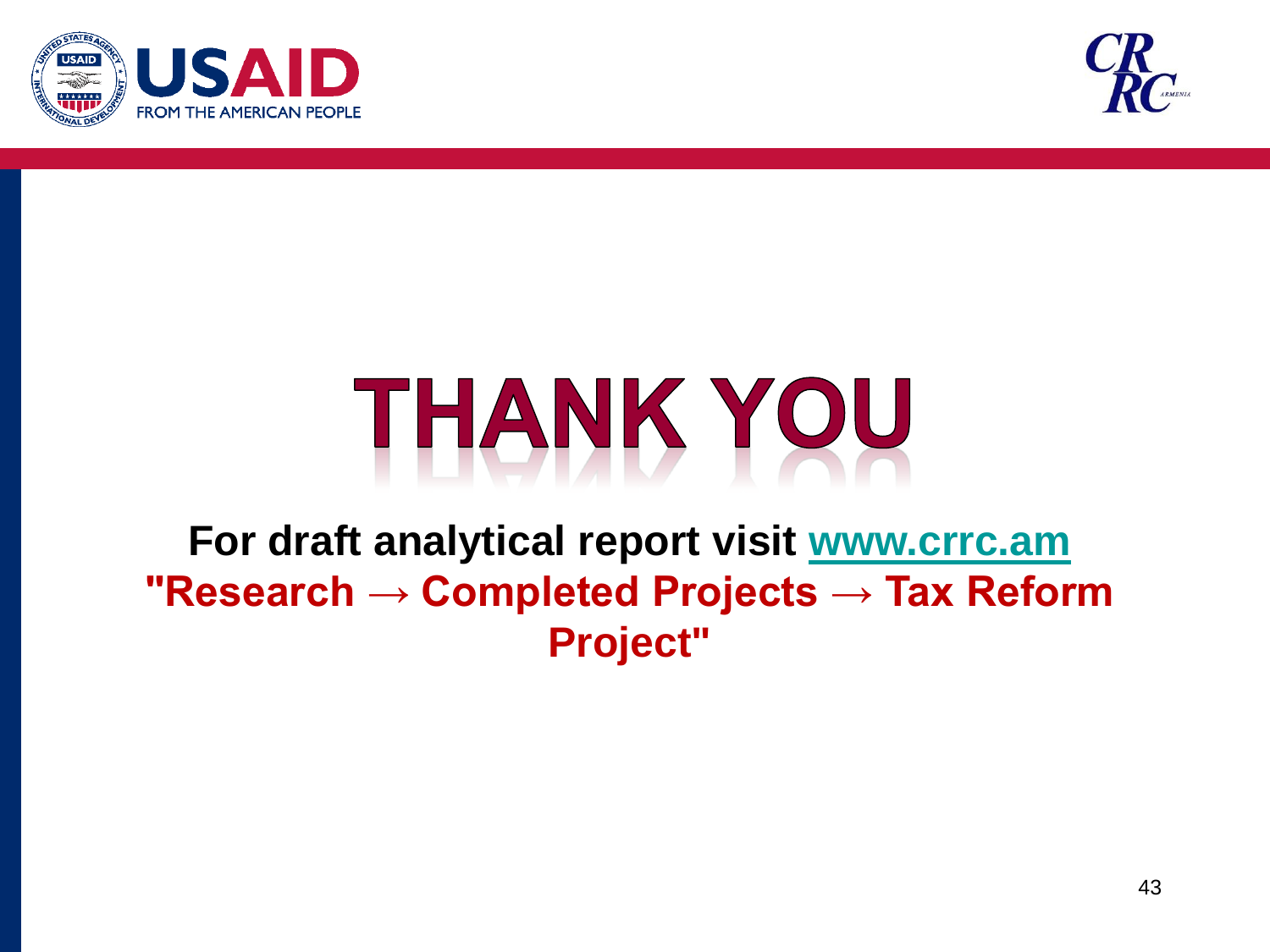# THANK YOU

**For draft analytical report visit [www.crrc.am](http://www.crrc.am)**

**"Research → Completed Projects → Tax Reform Project"**